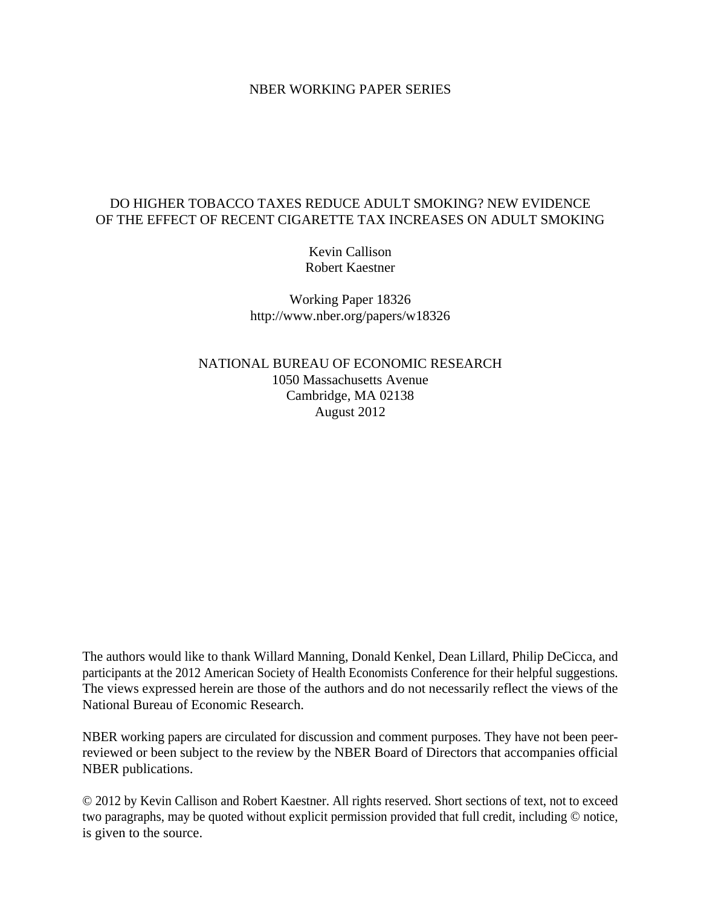NBER WORKING PAPER SERIES

# DO HIGHER TOBACCO TAXES REDUCE ADULT SMOKING? NEW EVIDENCE OF THE EFFECT OF RECENT CIGARETTE TAX INCREASES ON ADULT SMOKING

Kevin Callison
Robert Kaestner

Working Paper 18326
http://www.nber.org/papers/w18326

NATIONAL BUREAU OF ECONOMIC RESEARCH
1050 Massachusetts Avenue
Cambridge, MA 02138
August 2012

The authors would like to thank Willard Manning, Donald Kenkel, Dean Lillard, Philip DeCicca, and participants at the 2012 American Society of Health Economists Conference for their helpful suggestions. The views expressed herein are those of the authors and do not necessarily reflect the views of the National Bureau of Economic Research.

NBER working papers are circulated for discussion and comment purposes. They have not been peer-reviewed or been subject to the review by the NBER Board of Directors that accompanies official NBER publications.

© 2012 by Kevin Callison and Robert Kaestner. All rights reserved. Short sections of text, not to exceed two paragraphs, may be quoted without explicit permission provided that full credit, including © notice, is given to the source.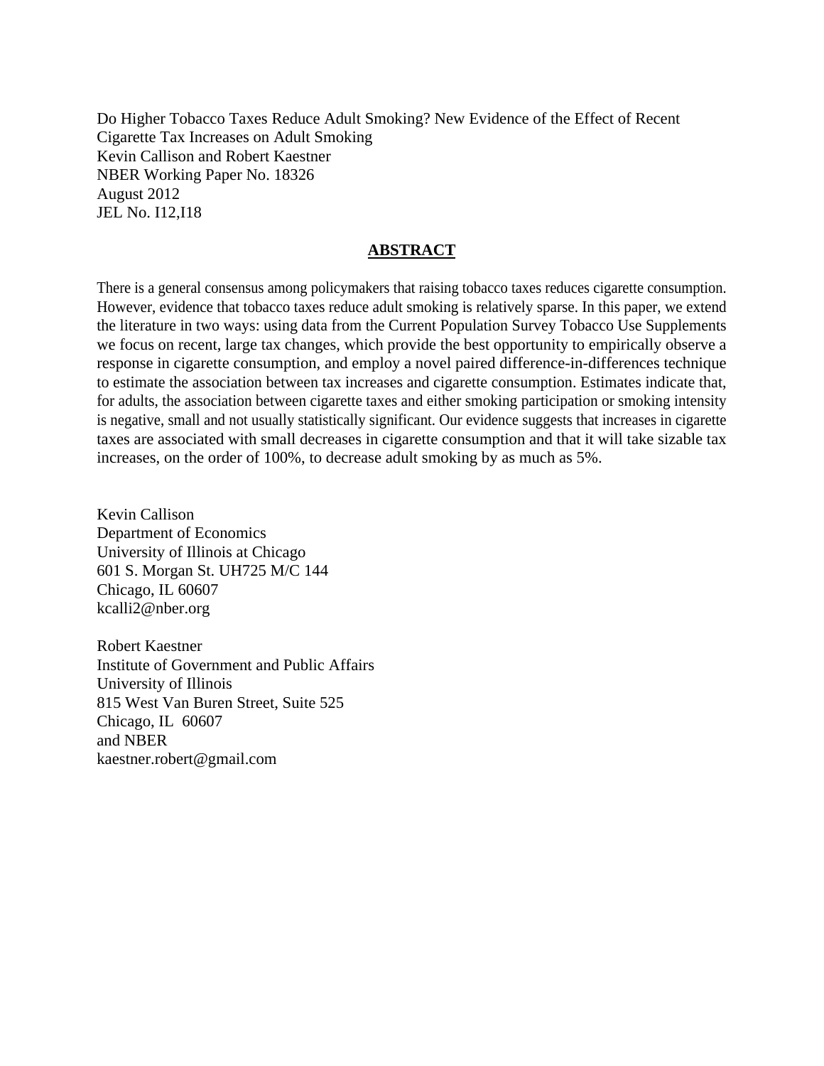Do Higher Tobacco Taxes Reduce Adult Smoking? New Evidence of the Effect of Recent Cigarette Tax Increases on Adult Smoking
Kevin Callison and Robert Kaestner
NBER Working Paper No. 18326
August 2012
JEL No. I12,I18

## ABSTRACT

There is a general consensus among policymakers that raising tobacco taxes reduces cigarette consumption. However, evidence that tobacco taxes reduce adult smoking is relatively sparse. In this paper, we extend the literature in two ways: using data from the Current Population Survey Tobacco Use Supplements we focus on recent, large tax changes, which provide the best opportunity to empirically observe a response in cigarette consumption, and employ a novel paired difference-in-differences technique to estimate the association between tax increases and cigarette consumption. Estimates indicate that, for adults, the association between cigarette taxes and either smoking participation or smoking intensity is negative, small and not usually statistically significant. Our evidence suggests that increases in cigarette taxes are associated with small decreases in cigarette consumption and that it will take sizable tax increases, on the order of 100%, to decrease adult smoking by as much as 5%.

Kevin Callison
Department of Economics
University of Illinois at Chicago
601 S. Morgan St. UH725 M/C 144
Chicago, IL 60607
kcalli2@nber.org

Robert Kaestner
Institute of Government and Public Affairs
University of Illinois
815 West Van Buren Street, Suite 525
Chicago, IL 60607
and NBER
kaestner.robert@gmail.com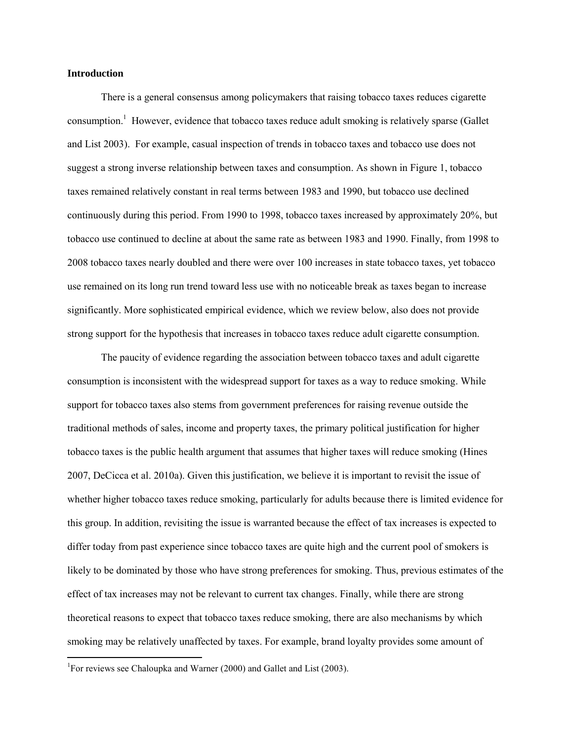**Introduction**

There is a general consensus among policymakers that raising tobacco taxes reduces cigarette consumption.[1] However, evidence that tobacco taxes reduce adult smoking is relatively sparse (Gallet and List 2003). For example, casual inspection of trends in tobacco taxes and tobacco use does not suggest a strong inverse relationship between taxes and consumption. As shown in Figure 1, tobacco taxes remained relatively constant in real terms between 1983 and 1990, but tobacco use declined continuously during this period. From 1990 to 1998, tobacco taxes increased by approximately 20%, but tobacco use continued to decline at about the same rate as between 1983 and 1990. Finally, from 1998 to 2008 tobacco taxes nearly doubled and there were over 100 increases in state tobacco taxes, yet tobacco use remained on its long run trend toward less use with no noticeable break as taxes began to increase significantly. More sophisticated empirical evidence, which we review below, also does not provide strong support for the hypothesis that increases in tobacco taxes reduce adult cigarette consumption.

The paucity of evidence regarding the association between tobacco taxes and adult cigarette consumption is inconsistent with the widespread support for taxes as a way to reduce smoking. While support for tobacco taxes also stems from government preferences for raising revenue outside the traditional methods of sales, income and property taxes, the primary political justification for higher tobacco taxes is the public health argument that assumes that higher taxes will reduce smoking (Hines 2007, DeCicca et al. 2010a). Given this justification, we believe it is important to revisit the issue of whether higher tobacco taxes reduce smoking, particularly for adults because there is limited evidence for this group. In addition, revisiting the issue is warranted because the effect of tax increases is expected to differ today from past experience since tobacco taxes are quite high and the current pool of smokers is likely to be dominated by those who have strong preferences for smoking. Thus, previous estimates of the effect of tax increases may not be relevant to current tax changes. Finally, while there are strong theoretical reasons to expect that tobacco taxes reduce smoking, there are also mechanisms by which smoking may be relatively unaffected by taxes. For example, brand loyalty provides some amount of

[1] For reviews see Chaloupka and Warner (2000) and Gallet and List (2003).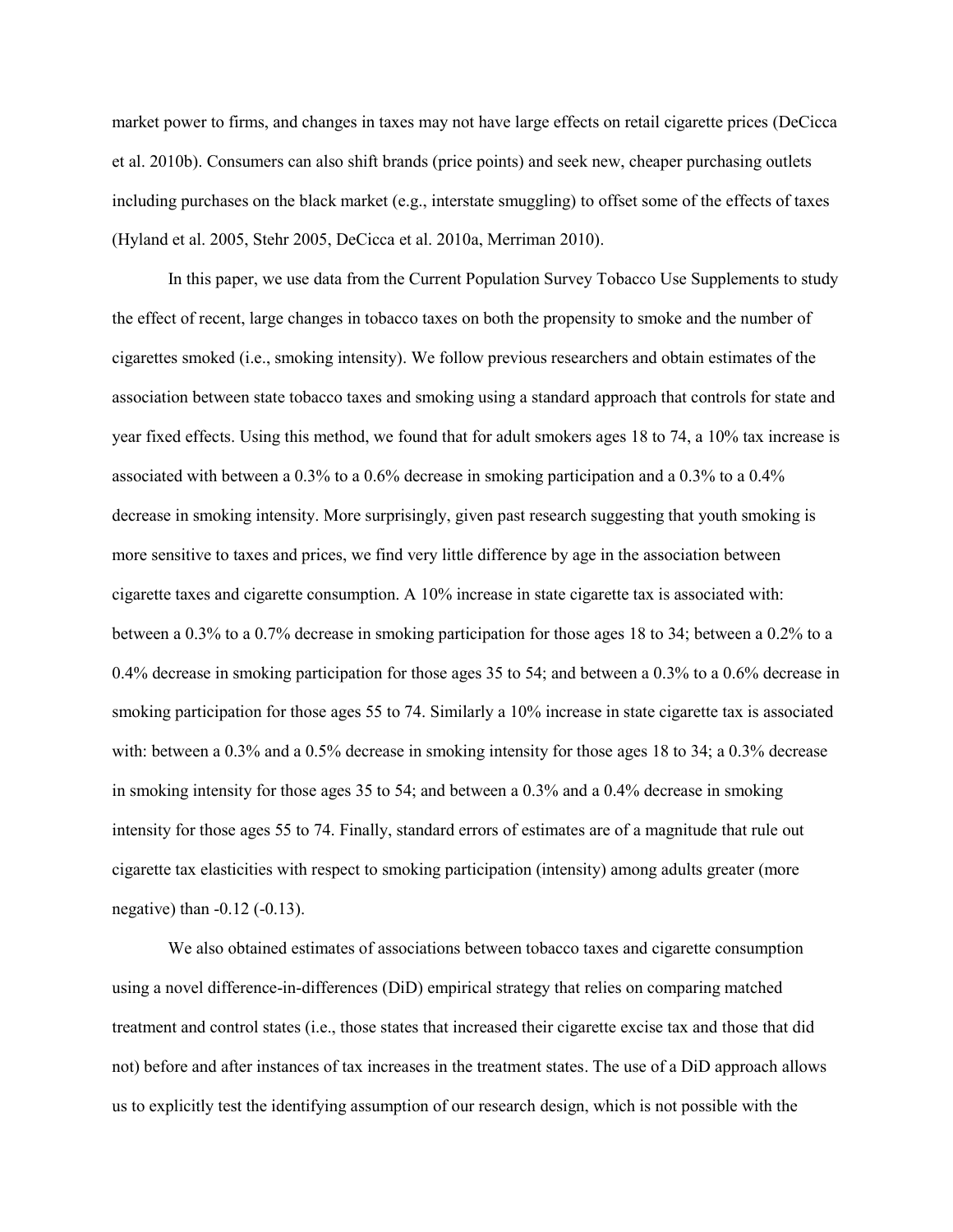market power to firms, and changes in taxes may not have large effects on retail cigarette prices (DeCicca et al. 2010b). Consumers can also shift brands (price points) and seek new, cheaper purchasing outlets including purchases on the black market (e.g., interstate smuggling) to offset some of the effects of taxes (Hyland et al. 2005, Stehr 2005, DeCicca et al. 2010a, Merriman 2010).

In this paper, we use data from the Current Population Survey Tobacco Use Supplements to study the effect of recent, large changes in tobacco taxes on both the propensity to smoke and the number of cigarettes smoked (i.e., smoking intensity). We follow previous researchers and obtain estimates of the association between state tobacco taxes and smoking using a standard approach that controls for state and year fixed effects. Using this method, we found that for adult smokers ages 18 to 74, a 10% tax increase is associated with between a 0.3% to a 0.6% decrease in smoking participation and a 0.3% to a 0.4% decrease in smoking intensity. More surprisingly, given past research suggesting that youth smoking is more sensitive to taxes and prices, we find very little difference by age in the association between cigarette taxes and cigarette consumption. A 10% increase in state cigarette tax is associated with: between a 0.3% to a 0.7% decrease in smoking participation for those ages 18 to 34; between a 0.2% to a 0.4% decrease in smoking participation for those ages 35 to 54; and between a 0.3% to a 0.6% decrease in smoking participation for those ages 55 to 74. Similarly a 10% increase in state cigarette tax is associated with: between a 0.3% and a 0.5% decrease in smoking intensity for those ages 18 to 34; a 0.3% decrease in smoking intensity for those ages 35 to 54; and between a 0.3% and a 0.4% decrease in smoking intensity for those ages 55 to 74. Finally, standard errors of estimates are of a magnitude that rule out cigarette tax elasticities with respect to smoking participation (intensity) among adults greater (more negative) than -0.12 (-0.13).

We also obtained estimates of associations between tobacco taxes and cigarette consumption using a novel difference-in-differences (DiD) empirical strategy that relies on comparing matched treatment and control states (i.e., those states that increased their cigarette excise tax and those that did not) before and after instances of tax increases in the treatment states. The use of a DiD approach allows us to explicitly test the identifying assumption of our research design, which is not possible with the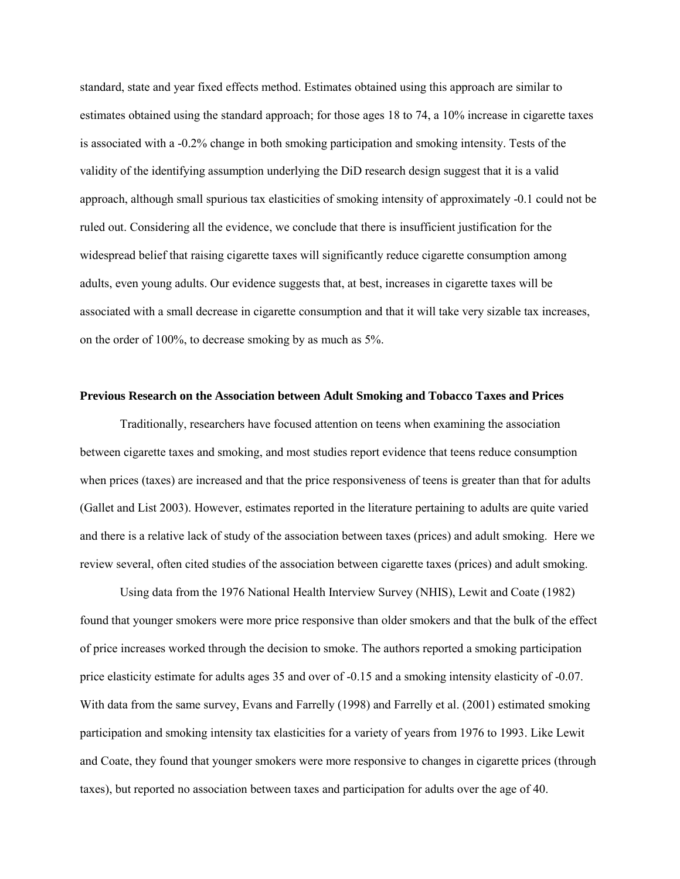standard, state and year fixed effects method. Estimates obtained using this approach are similar to estimates obtained using the standard approach; for those ages 18 to 74, a 10% increase in cigarette taxes is associated with a -0.2% change in both smoking participation and smoking intensity. Tests of the validity of the identifying assumption underlying the DiD research design suggest that it is a valid approach, although small spurious tax elasticities of smoking intensity of approximately -0.1 could not be ruled out. Considering all the evidence, we conclude that there is insufficient justification for the widespread belief that raising cigarette taxes will significantly reduce cigarette consumption among adults, even young adults. Our evidence suggests that, at best, increases in cigarette taxes will be associated with a small decrease in cigarette consumption and that it will take very sizable tax increases, on the order of 100%, to decrease smoking by as much as 5%.

**Previous Research on the Association between Adult Smoking and Tobacco Taxes and Prices**

Traditionally, researchers have focused attention on teens when examining the association between cigarette taxes and smoking, and most studies report evidence that teens reduce consumption when prices (taxes) are increased and that the price responsiveness of teens is greater than that for adults (Gallet and List 2003). However, estimates reported in the literature pertaining to adults are quite varied and there is a relative lack of study of the association between taxes (prices) and adult smoking. Here we review several, often cited studies of the association between cigarette taxes (prices) and adult smoking.

Using data from the 1976 National Health Interview Survey (NHIS), Lewit and Coate (1982) found that younger smokers were more price responsive than older smokers and that the bulk of the effect of price increases worked through the decision to smoke. The authors reported a smoking participation price elasticity estimate for adults ages 35 and over of -0.15 and a smoking intensity elasticity of -0.07. With data from the same survey, Evans and Farrelly (1998) and Farrelly et al. (2001) estimated smoking participation and smoking intensity tax elasticities for a variety of years from 1976 to 1993. Like Lewit and Coate, they found that younger smokers were more responsive to changes in cigarette prices (through taxes), but reported no association between taxes and participation for adults over the age of 40.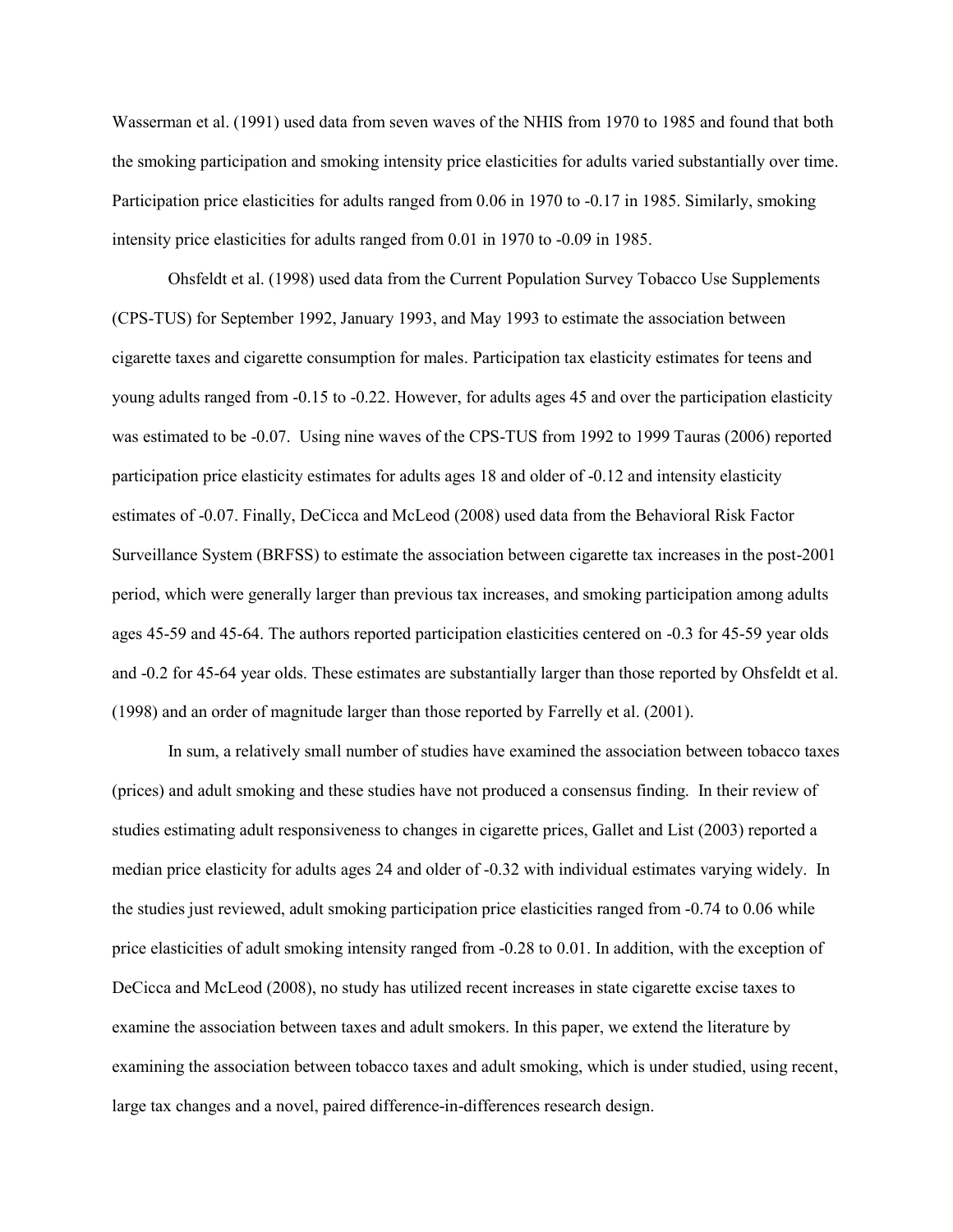Wasserman et al. (1991) used data from seven waves of the NHIS from 1970 to 1985 and found that both the smoking participation and smoking intensity price elasticities for adults varied substantially over time. Participation price elasticities for adults ranged from 0.06 in 1970 to -0.17 in 1985. Similarly, smoking intensity price elasticities for adults ranged from 0.01 in 1970 to -0.09 in 1985.

Ohsfeldt et al. (1998) used data from the Current Population Survey Tobacco Use Supplements (CPS-TUS) for September 1992, January 1993, and May 1993 to estimate the association between cigarette taxes and cigarette consumption for males. Participation tax elasticity estimates for teens and young adults ranged from -0.15 to -0.22. However, for adults ages 45 and over the participation elasticity was estimated to be -0.07. Using nine waves of the CPS-TUS from 1992 to 1999 Tauras (2006) reported participation price elasticity estimates for adults ages 18 and older of -0.12 and intensity elasticity estimates of -0.07. Finally, DeCicca and McLeod (2008) used data from the Behavioral Risk Factor Surveillance System (BRFSS) to estimate the association between cigarette tax increases in the post-2001 period, which were generally larger than previous tax increases, and smoking participation among adults ages 45-59 and 45-64. The authors reported participation elasticities centered on -0.3 for 45-59 year olds and -0.2 for 45-64 year olds. These estimates are substantially larger than those reported by Ohsfeldt et al. (1998) and an order of magnitude larger than those reported by Farrelly et al. (2001).

In sum, a relatively small number of studies have examined the association between tobacco taxes (prices) and adult smoking and these studies have not produced a consensus finding. In their review of studies estimating adult responsiveness to changes in cigarette prices, Gallet and List (2003) reported a median price elasticity for adults ages 24 and older of -0.32 with individual estimates varying widely. In the studies just reviewed, adult smoking participation price elasticities ranged from -0.74 to 0.06 while price elasticities of adult smoking intensity ranged from -0.28 to 0.01. In addition, with the exception of DeCicca and McLeod (2008), no study has utilized recent increases in state cigarette excise taxes to examine the association between taxes and adult smokers. In this paper, we extend the literature by examining the association between tobacco taxes and adult smoking, which is under studied, using recent, large tax changes and a novel, paired difference-in-differences research design.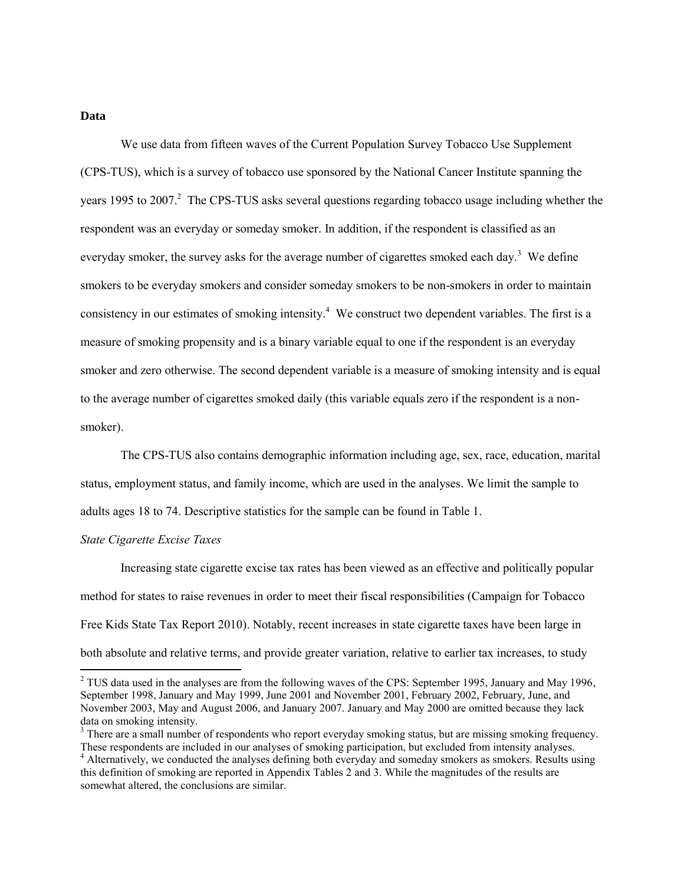**Data**

We use data from fifteen waves of the Current Population Survey Tobacco Use Supplement (CPS-TUS), which is a survey of tobacco use sponsored by the National Cancer Institute spanning the years 1995 to 2007.[2] The CPS-TUS asks several questions regarding tobacco usage including whether the respondent was an everyday or someday smoker. In addition, if the respondent is classified as an everyday smoker, the survey asks for the average number of cigarettes smoked each day.[3] We define smokers to be everyday smokers and consider someday smokers to be non-smokers in order to maintain consistency in our estimates of smoking intensity.[4] We construct two dependent variables. The first is a measure of smoking propensity and is a binary variable equal to one if the respondent is an everyday smoker and zero otherwise. The second dependent variable is a measure of smoking intensity and is equal to the average number of cigarettes smoked daily (this variable equals zero if the respondent is a non-smoker).

The CPS-TUS also contains demographic information including age, sex, race, education, marital status, employment status, and family income, which are used in the analyses. We limit the sample to adults ages 18 to 74. Descriptive statistics for the sample can be found in Table 1.

*State Cigarette Excise Taxes*

Increasing state cigarette excise tax rates has been viewed as an effective and politically popular method for states to raise revenues in order to meet their fiscal responsibilities (Campaign for Tobacco Free Kids State Tax Report 2010). Notably, recent increases in state cigarette taxes have been large in both absolute and relative terms, and provide greater variation, relative to earlier tax increases, to study

---

[2] TUS data used in the analyses are from the following waves of the CPS: September 1995, January and May 1996, September 1998, January and May 1999, June 2001 and November 2001, February 2002, February, June, and November 2003, May and August 2006, and January 2007. January and May 2000 are omitted because they lack data on smoking intensity.

[3] There are a small number of respondents who report everyday smoking status, but are missing smoking frequency. These respondents are included in our analyses of smoking participation, but excluded from intensity analyses.

[4] Alternatively, we conducted the analyses defining both everyday and someday smokers as smokers. Results using this definition of smoking are reported in Appendix Tables 2 and 3. While the magnitudes of the results are somewhat altered, the conclusions are similar.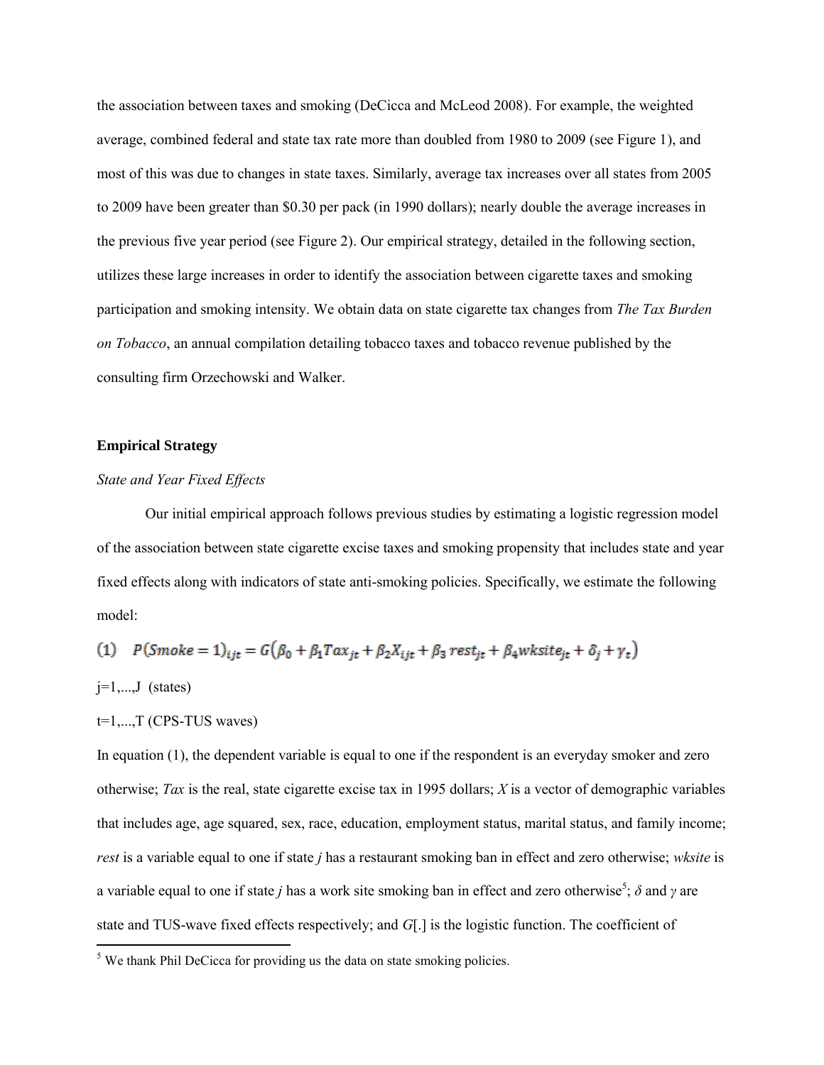the association between taxes and smoking (DeCicca and McLeod 2008). For example, the weighted average, combined federal and state tax rate more than doubled from 1980 to 2009 (see Figure 1), and most of this was due to changes in state taxes. Similarly, average tax increases over all states from 2005 to 2009 have been greater than \$0.30 per pack (in 1990 dollars); nearly double the average increases in the previous five year period (see Figure 2). Our empirical strategy, detailed in the following section, utilizes these large increases in order to identify the association between cigarette taxes and smoking participation and smoking intensity. We obtain data on state cigarette tax changes from *The Tax Burden on Tobacco*, an annual compilation detailing tobacco taxes and tobacco revenue published by the consulting firm Orzechowski and Walker.

**Empirical Strategy**

*State and Year Fixed Effects*

Our initial empirical approach follows previous studies by estimating a logistic regression model of the association between state cigarette excise taxes and smoking propensity that includes state and year fixed effects along with indicators of state anti-smoking policies. Specifically, we estimate the following model:

$$(1) \quad P(Smoke=1)_{ijt} = G\left(\beta_0 + \beta_1 Tax_{jt} + \beta_2 X_{ijt} + \beta_3\, rest_{jt} + \beta_4 wksite_{jt} + \delta_j + \gamma_t\right)$$

j=1,...,J (states)

t=1,...,T (CPS-TUS waves)

In equation (1), the dependent variable is equal to one if the respondent is an everyday smoker and zero otherwise; *Tax* is the real, state cigarette excise tax in 1995 dollars; *X* is a vector of demographic variables that includes age, age squared, sex, race, education, employment status, marital status, and family income; *rest* is a variable equal to one if state *j* has a restaurant smoking ban in effect and zero otherwise; *wksite* is a variable equal to one if state *j* has a work site smoking ban in effect and zero otherwise[5]; $\delta$ and $\gamma$ are state and TUS-wave fixed effects respectively; and *G*[.] is the logistic function. The coefficient of

[5] We thank Phil DeCicca for providing us the data on state smoking policies.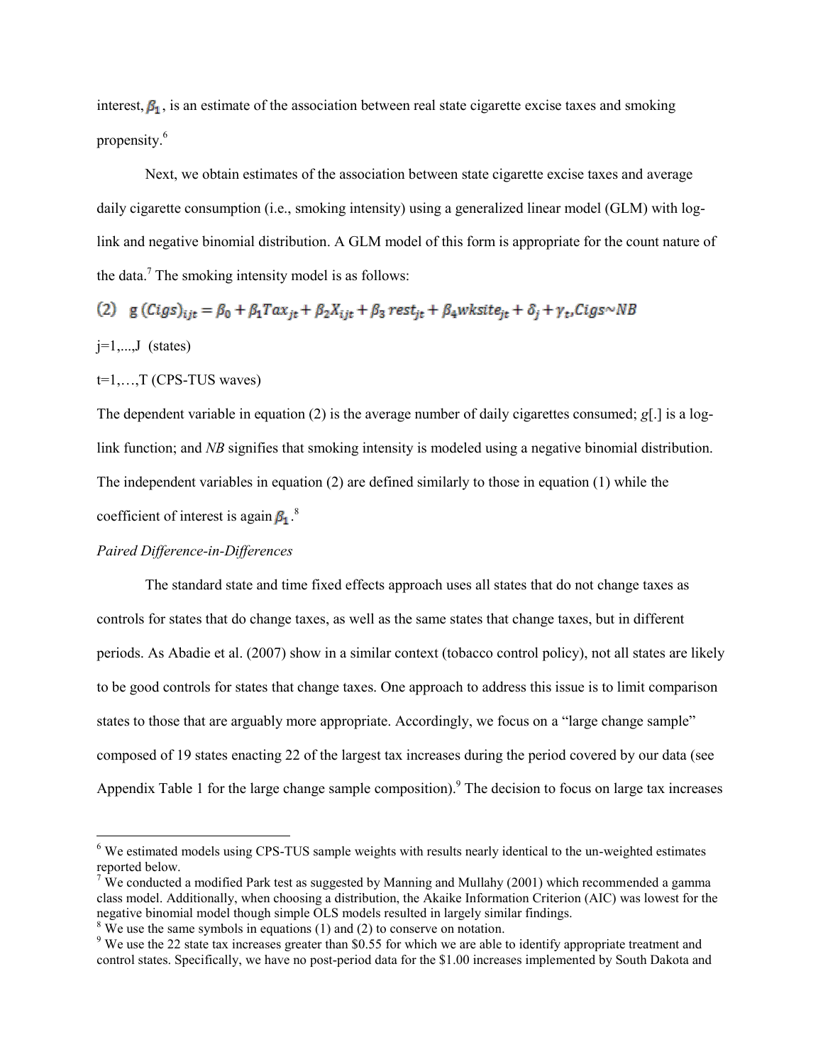interest, $\beta_1$, is an estimate of the association between real state cigarette excise taxes and smoking propensity.[6]

Next, we obtain estimates of the association between state cigarette excise taxes and average daily cigarette consumption (i.e., smoking intensity) using a generalized linear model (GLM) with log-link and negative binomial distribution. A GLM model of this form is appropriate for the count nature of the data.[7] The smoking intensity model is as follows:

$$(2) \quad g\,(Cigs)_{ijt} = \beta_0 + \beta_1 Tax_{jt} + \beta_2 X_{ijt} + \beta_3\, rest_{jt} + \beta_4 wksite_{jt} + \delta_j + \gamma_t, Cigs \sim NB$$

j=1,...,J (states)

t=1,…,T (CPS-TUS waves)

The dependent variable in equation (2) is the average number of daily cigarettes consumed; *g*[.] is a log-link function; and *NB* signifies that smoking intensity is modeled using a negative binomial distribution. The independent variables in equation (2) are defined similarly to those in equation (1) while the coefficient of interest is again $\beta_1$.[8]

*Paired Difference-in-Differences*

The standard state and time fixed effects approach uses all states that do not change taxes as controls for states that do change taxes, as well as the same states that change taxes, but in different periods. As Abadie et al. (2007) show in a similar context (tobacco control policy), not all states are likely to be good controls for states that change taxes. One approach to address this issue is to limit comparison states to those that are arguably more appropriate. Accordingly, we focus on a "large change sample" composed of 19 states enacting 22 of the largest tax increases during the period covered by our data (see Appendix Table 1 for the large change sample composition).[9] The decision to focus on large tax increases

---

[6] We estimated models using CPS-TUS sample weights with results nearly identical to the un-weighted estimates reported below.

[7] We conducted a modified Park test as suggested by Manning and Mullahy (2001) which recommended a gamma class model. Additionally, when choosing a distribution, the Akaike Information Criterion (AIC) was lowest for the negative binomial model though simple OLS models resulted in largely similar findings.

[8] We use the same symbols in equations (1) and (2) to conserve on notation.

[9] We use the 22 state tax increases greater than \$0.55 for which we are able to identify appropriate treatment and control states. Specifically, we have no post-period data for the \$1.00 increases implemented by South Dakota and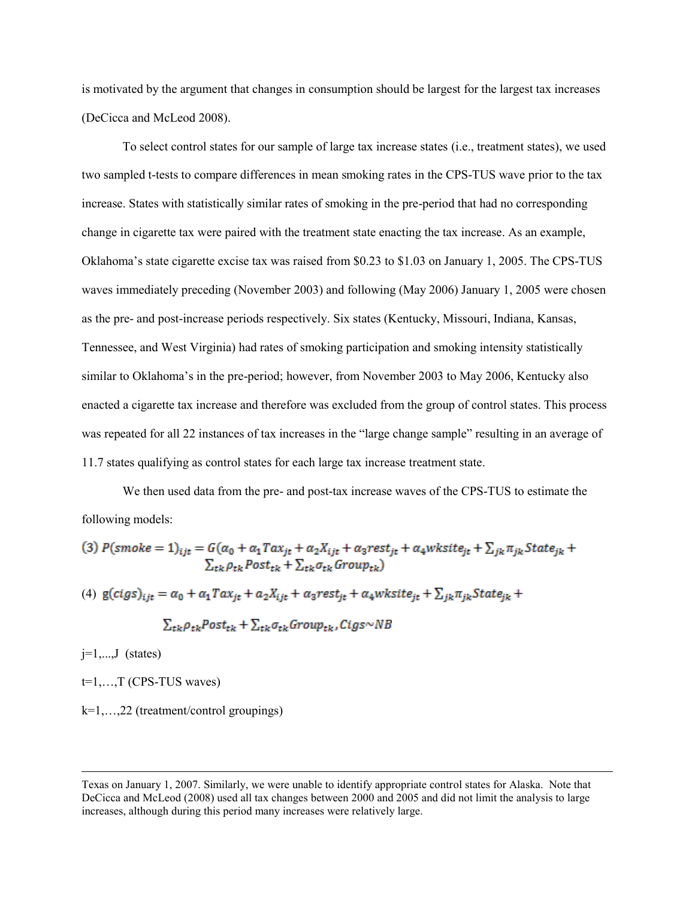is motivated by the argument that changes in consumption should be largest for the largest tax increases (DeCicca and McLeod 2008).

To select control states for our sample of large tax increase states (i.e., treatment states), we used two sampled t-tests to compare differences in mean smoking rates in the CPS-TUS wave prior to the tax increase. States with statistically similar rates of smoking in the pre-period that had no corresponding change in cigarette tax were paired with the treatment state enacting the tax increase. As an example, Oklahoma's state cigarette excise tax was raised from \$0.23 to \$1.03 on January 1, 2005. The CPS-TUS waves immediately preceding (November 2003) and following (May 2006) January 1, 2005 were chosen as the pre- and post-increase periods respectively. Six states (Kentucky, Missouri, Indiana, Kansas, Tennessee, and West Virginia) had rates of smoking participation and smoking intensity statistically similar to Oklahoma's in the pre-period; however, from November 2003 to May 2006, Kentucky also enacted a cigarette tax increase and therefore was excluded from the group of control states. This process was repeated for all 22 instances of tax increases in the "large change sample" resulting in an average of 11.7 states qualifying as control states for each large tax increase treatment state.

We then used data from the pre- and post-tax increase waves of the CPS-TUS to estimate the following models:

$$(3)\ P(smoke = 1)_{ijt} = G(\alpha_0 + \alpha_1 Tax_{jt} + \alpha_2 X_{ijt} + \alpha_3 rest_{jt} + \alpha_4 wksite_{jt} + \sum_{jk} \pi_{jk} State_{jk} + \sum_{tk} \rho_{tk} Post_{tk} + \sum_{tk} \sigma_{tk} Group_{tk})$$

$$(4)\ g(cigs)_{ijt} = \alpha_0 + \alpha_1 Tax_{jt} + a_2 X_{ijt} + \alpha_3 rest_{jt} + \alpha_4 wksite_{jt} + \sum_{jk} \pi_{jk} State_{jk} + \sum_{tk} \rho_{tk} Post_{tk} + \sum_{tk} \sigma_{tk} Group_{tk}, Cigs \sim NB$$

j=1,...,J (states)

t=1,…,T (CPS-TUS waves)

k=1,…,22 (treatment/control groupings)

---

Texas on January 1, 2007. Similarly, we were unable to identify appropriate control states for Alaska. Note that DeCicca and McLeod (2008) used all tax changes between 2000 and 2005 and did not limit the analysis to large increases, although during this period many increases were relatively large.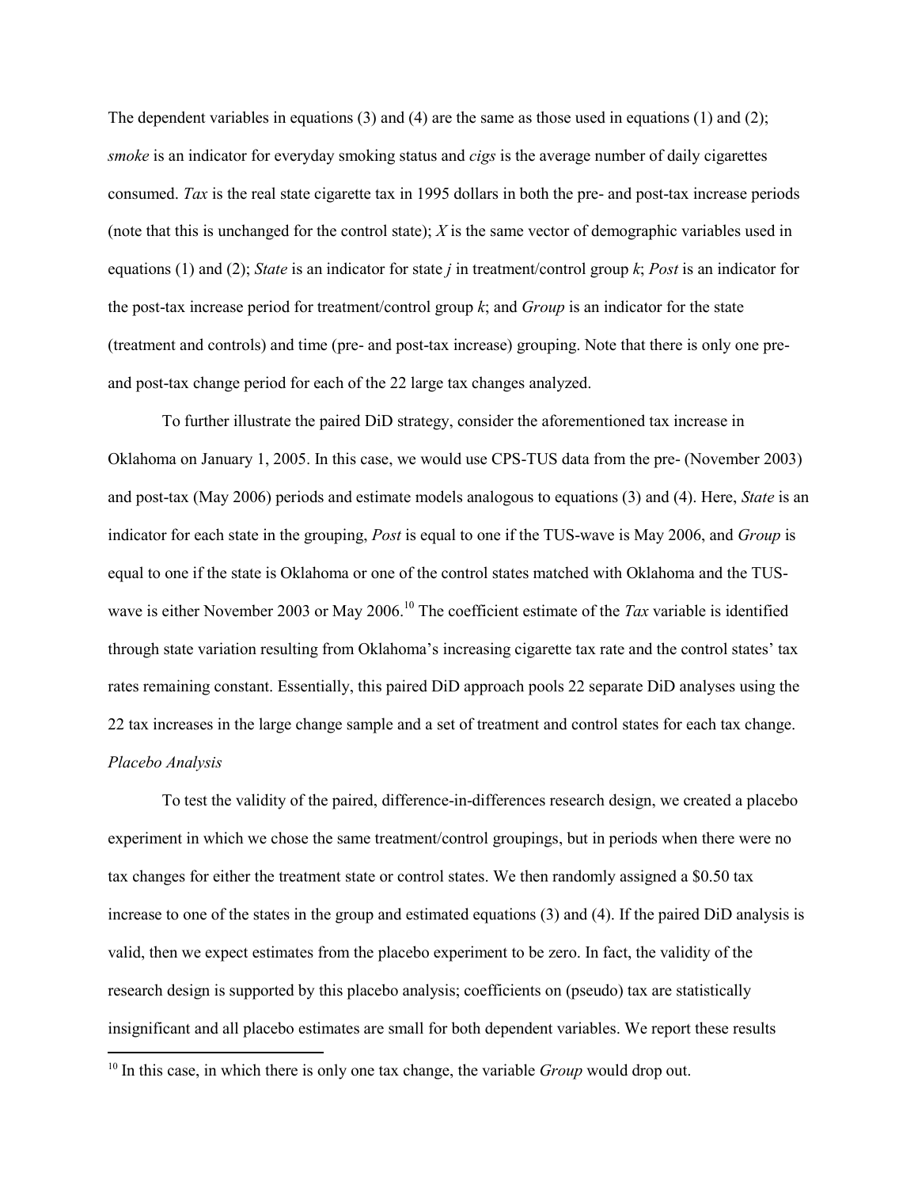The dependent variables in equations (3) and (4) are the same as those used in equations (1) and (2); *smoke* is an indicator for everyday smoking status and *cigs* is the average number of daily cigarettes consumed. *Tax* is the real state cigarette tax in 1995 dollars in both the pre- and post-tax increase periods (note that this is unchanged for the control state); *X* is the same vector of demographic variables used in equations (1) and (2); *State* is an indicator for state *j* in treatment/control group *k*; *Post* is an indicator for the post-tax increase period for treatment/control group *k*; and *Group* is an indicator for the state (treatment and controls) and time (pre- and post-tax increase) grouping. Note that there is only one pre- and post-tax change period for each of the 22 large tax changes analyzed.

To further illustrate the paired DiD strategy, consider the aforementioned tax increase in Oklahoma on January 1, 2005. In this case, we would use CPS-TUS data from the pre- (November 2003) and post-tax (May 2006) periods and estimate models analogous to equations (3) and (4). Here, *State* is an indicator for each state in the grouping, *Post* is equal to one if the TUS-wave is May 2006, and *Group* is equal to one if the state is Oklahoma or one of the control states matched with Oklahoma and the TUS-wave is either November 2003 or May 2006.[10] The coefficient estimate of the *Tax* variable is identified through state variation resulting from Oklahoma's increasing cigarette tax rate and the control states' tax rates remaining constant. Essentially, this paired DiD approach pools 22 separate DiD analyses using the 22 tax increases in the large change sample and a set of treatment and control states for each tax change.

*Placebo Analysis*

To test the validity of the paired, difference-in-differences research design, we created a placebo experiment in which we chose the same treatment/control groupings, but in periods when there were no tax changes for either the treatment state or control states. We then randomly assigned a \$0.50 tax increase to one of the states in the group and estimated equations (3) and (4). If the paired DiD analysis is valid, then we expect estimates from the placebo experiment to be zero. In fact, the validity of the research design is supported by this placebo analysis; coefficients on (pseudo) tax are statistically insignificant and all placebo estimates are small for both dependent variables. We report these results

[10] In this case, in which there is only one tax change, the variable *Group* would drop out.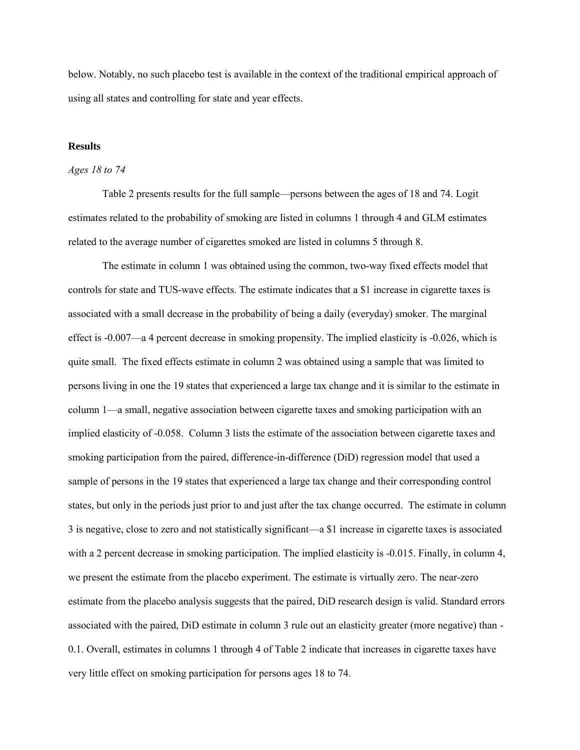below. Notably, no such placebo test is available in the context of the traditional empirical approach of using all states and controlling for state and year effects.

## Results

### *Ages 18 to 74*

Table 2 presents results for the full sample—persons between the ages of 18 and 74. Logit estimates related to the probability of smoking are listed in columns 1 through 4 and GLM estimates related to the average number of cigarettes smoked are listed in columns 5 through 8.

The estimate in column 1 was obtained using the common, two-way fixed effects model that controls for state and TUS-wave effects. The estimate indicates that a $1 increase in cigarette taxes is associated with a small decrease in the probability of being a daily (everyday) smoker. The marginal effect is -0.007—a 4 percent decrease in smoking propensity. The implied elasticity is -0.026, which is quite small. The fixed effects estimate in column 2 was obtained using a sample that was limited to persons living in one the 19 states that experienced a large tax change and it is similar to the estimate in column 1—a small, negative association between cigarette taxes and smoking participation with an implied elasticity of -0.058. Column 3 lists the estimate of the association between cigarette taxes and smoking participation from the paired, difference-in-difference (DiD) regression model that used a sample of persons in the 19 states that experienced a large tax change and their corresponding control states, but only in the periods just prior to and just after the tax change occurred. The estimate in column 3 is negative, close to zero and not statistically significant—a $1 increase in cigarette taxes is associated with a 2 percent decrease in smoking participation. The implied elasticity is -0.015. Finally, in column 4, we present the estimate from the placebo experiment. The estimate is virtually zero. The near-zero estimate from the placebo analysis suggests that the paired, DiD research design is valid. Standard errors associated with the paired, DiD estimate in column 3 rule out an elasticity greater (more negative) than -0.1. Overall, estimates in columns 1 through 4 of Table 2 indicate that increases in cigarette taxes have very little effect on smoking participation for persons ages 18 to 74.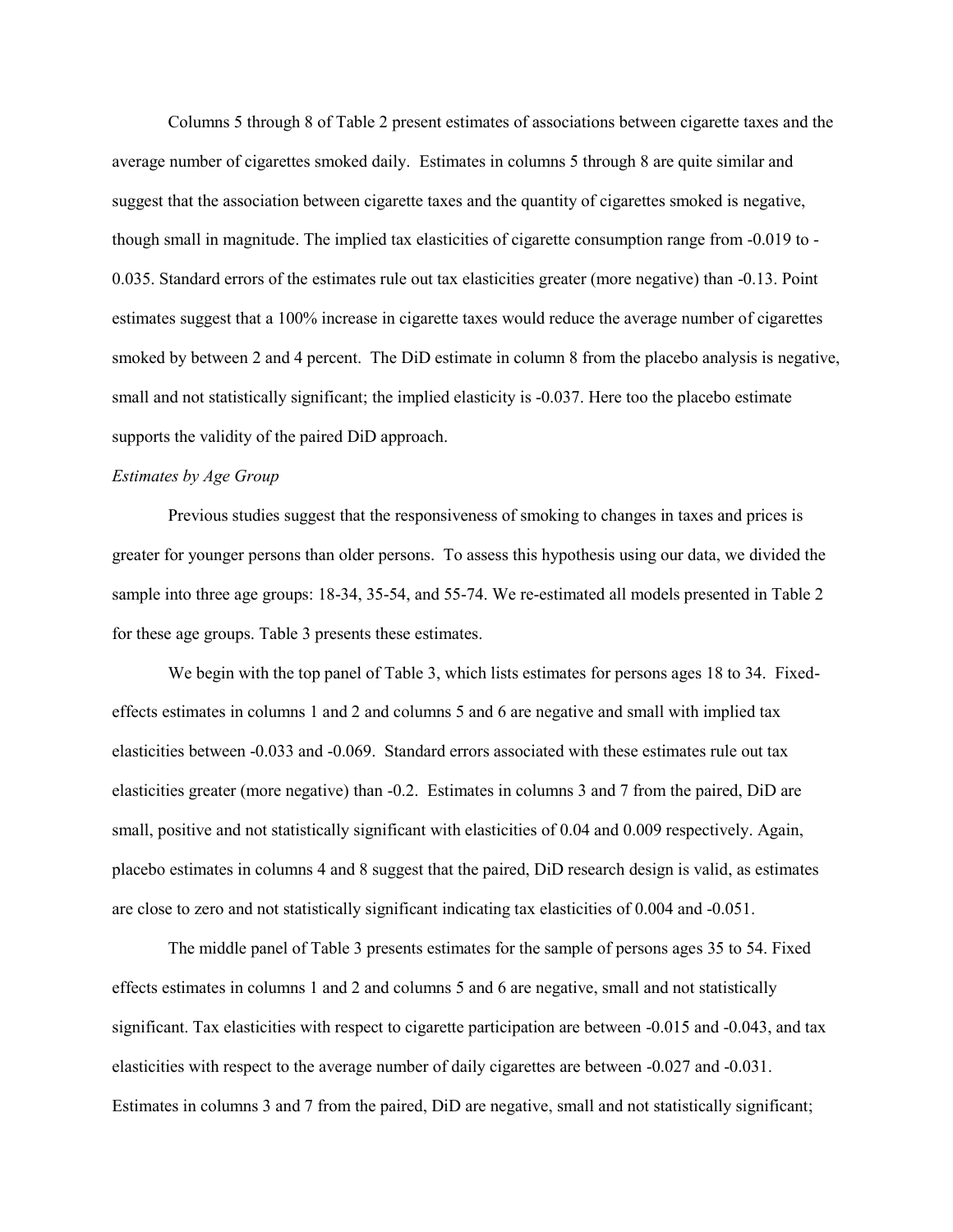Columns 5 through 8 of Table 2 present estimates of associations between cigarette taxes and the average number of cigarettes smoked daily. Estimates in columns 5 through 8 are quite similar and suggest that the association between cigarette taxes and the quantity of cigarettes smoked is negative, though small in magnitude. The implied tax elasticities of cigarette consumption range from -0.019 to -0.035. Standard errors of the estimates rule out tax elasticities greater (more negative) than -0.13. Point estimates suggest that a 100% increase in cigarette taxes would reduce the average number of cigarettes smoked by between 2 and 4 percent. The DiD estimate in column 8 from the placebo analysis is negative, small and not statistically significant; the implied elasticity is -0.037. Here too the placebo estimate supports the validity of the paired DiD approach.

*Estimates by Age Group*

Previous studies suggest that the responsiveness of smoking to changes in taxes and prices is greater for younger persons than older persons. To assess this hypothesis using our data, we divided the sample into three age groups: 18-34, 35-54, and 55-74. We re-estimated all models presented in Table 2 for these age groups. Table 3 presents these estimates.

We begin with the top panel of Table 3, which lists estimates for persons ages 18 to 34. Fixed-effects estimates in columns 1 and 2 and columns 5 and 6 are negative and small with implied tax elasticities between -0.033 and -0.069. Standard errors associated with these estimates rule out tax elasticities greater (more negative) than -0.2. Estimates in columns 3 and 7 from the paired, DiD are small, positive and not statistically significant with elasticities of 0.04 and 0.009 respectively. Again, placebo estimates in columns 4 and 8 suggest that the paired, DiD research design is valid, as estimates are close to zero and not statistically significant indicating tax elasticities of 0.004 and -0.051.

The middle panel of Table 3 presents estimates for the sample of persons ages 35 to 54. Fixed effects estimates in columns 1 and 2 and columns 5 and 6 are negative, small and not statistically significant. Tax elasticities with respect to cigarette participation are between -0.015 and -0.043, and tax elasticities with respect to the average number of daily cigarettes are between -0.027 and -0.031. Estimates in columns 3 and 7 from the paired, DiD are negative, small and not statistically significant;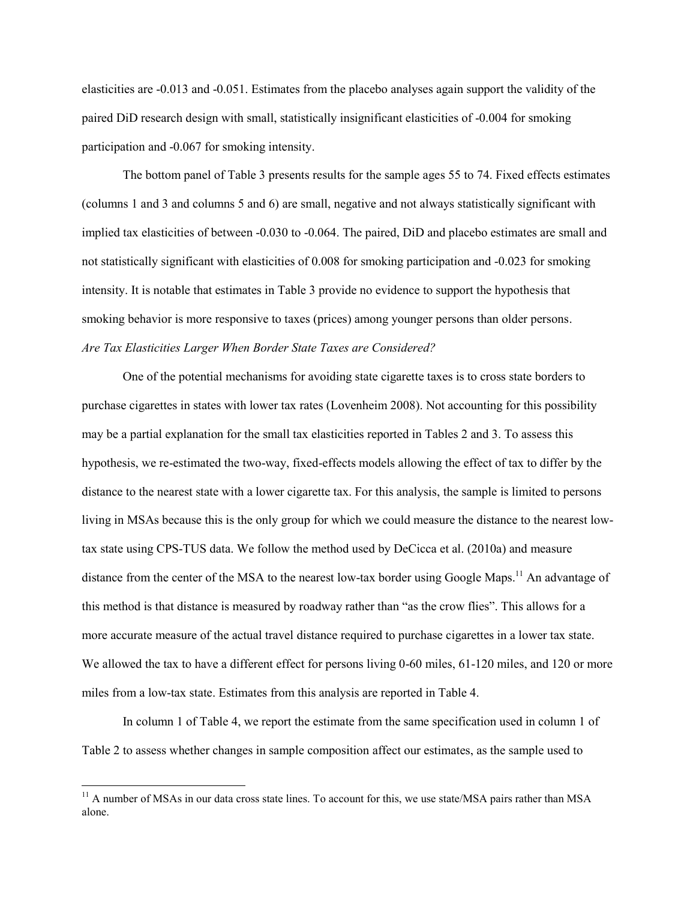elasticities are -0.013 and -0.051. Estimates from the placebo analyses again support the validity of the paired DiD research design with small, statistically insignificant elasticities of -0.004 for smoking participation and -0.067 for smoking intensity.

The bottom panel of Table 3 presents results for the sample ages 55 to 74. Fixed effects estimates (columns 1 and 3 and columns 5 and 6) are small, negative and not always statistically significant with implied tax elasticities of between -0.030 to -0.064. The paired, DiD and placebo estimates are small and not statistically significant with elasticities of 0.008 for smoking participation and -0.023 for smoking intensity. It is notable that estimates in Table 3 provide no evidence to support the hypothesis that smoking behavior is more responsive to taxes (prices) among younger persons than older persons.

*Are Tax Elasticities Larger When Border State Taxes are Considered?*

One of the potential mechanisms for avoiding state cigarette taxes is to cross state borders to purchase cigarettes in states with lower tax rates (Lovenheim 2008). Not accounting for this possibility may be a partial explanation for the small tax elasticities reported in Tables 2 and 3. To assess this hypothesis, we re-estimated the two-way, fixed-effects models allowing the effect of tax to differ by the distance to the nearest state with a lower cigarette tax. For this analysis, the sample is limited to persons living in MSAs because this is the only group for which we could measure the distance to the nearest low-tax state using CPS-TUS data. We follow the method used by DeCicca et al. (2010a) and measure distance from the center of the MSA to the nearest low-tax border using Google Maps.[11] An advantage of this method is that distance is measured by roadway rather than "as the crow flies". This allows for a more accurate measure of the actual travel distance required to purchase cigarettes in a lower tax state. We allowed the tax to have a different effect for persons living 0-60 miles, 61-120 miles, and 120 or more miles from a low-tax state. Estimates from this analysis are reported in Table 4.

In column 1 of Table 4, we report the estimate from the same specification used in column 1 of Table 2 to assess whether changes in sample composition affect our estimates, as the sample used to

[11] A number of MSAs in our data cross state lines. To account for this, we use state/MSA pairs rather than MSA alone.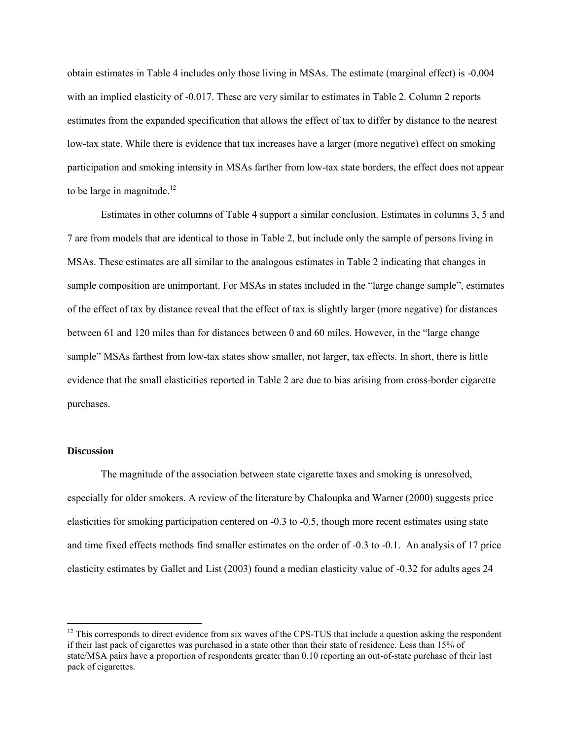obtain estimates in Table 4 includes only those living in MSAs. The estimate (marginal effect) is -0.004 with an implied elasticity of -0.017. These are very similar to estimates in Table 2. Column 2 reports estimates from the expanded specification that allows the effect of tax to differ by distance to the nearest low-tax state. While there is evidence that tax increases have a larger (more negative) effect on smoking participation and smoking intensity in MSAs farther from low-tax state borders, the effect does not appear to be large in magnitude.[12]

Estimates in other columns of Table 4 support a similar conclusion. Estimates in columns 3, 5 and 7 are from models that are identical to those in Table 2, but include only the sample of persons living in MSAs. These estimates are all similar to the analogous estimates in Table 2 indicating that changes in sample composition are unimportant. For MSAs in states included in the "large change sample", estimates of the effect of tax by distance reveal that the effect of tax is slightly larger (more negative) for distances between 61 and 120 miles than for distances between 0 and 60 miles. However, in the "large change sample" MSAs farthest from low-tax states show smaller, not larger, tax effects. In short, there is little evidence that the small elasticities reported in Table 2 are due to bias arising from cross-border cigarette purchases.

**Discussion**

The magnitude of the association between state cigarette taxes and smoking is unresolved, especially for older smokers. A review of the literature by Chaloupka and Warner (2000) suggests price elasticities for smoking participation centered on -0.3 to -0.5, though more recent estimates using state and time fixed effects methods find smaller estimates on the order of -0.3 to -0.1. An analysis of 17 price elasticity estimates by Gallet and List (2003) found a median elasticity value of -0.32 for adults ages 24

[12] This corresponds to direct evidence from six waves of the CPS-TUS that include a question asking the respondent if their last pack of cigarettes was purchased in a state other than their state of residence. Less than 15% of state/MSA pairs have a proportion of respondents greater than 0.10 reporting an out-of-state purchase of their last pack of cigarettes.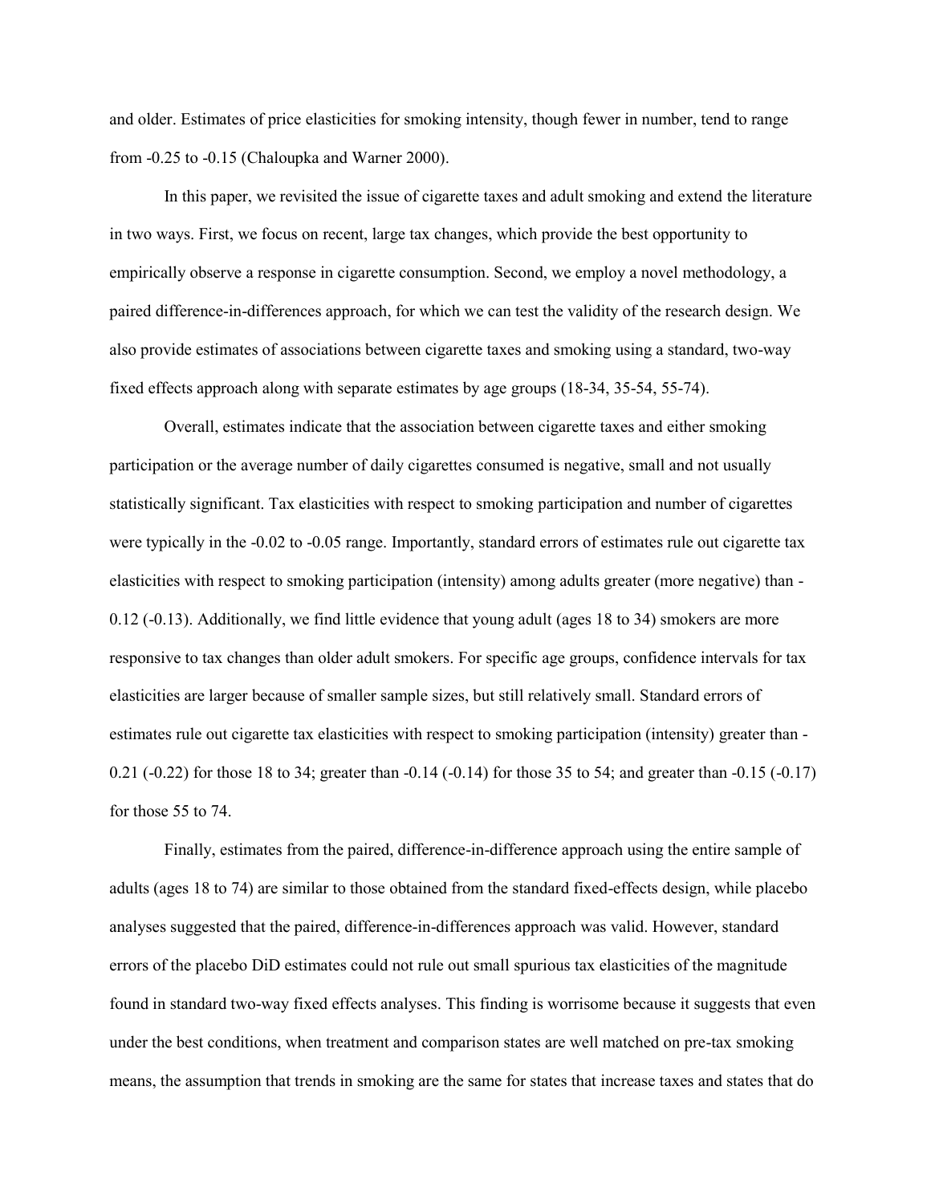and older. Estimates of price elasticities for smoking intensity, though fewer in number, tend to range from -0.25 to -0.15 (Chaloupka and Warner 2000).

In this paper, we revisited the issue of cigarette taxes and adult smoking and extend the literature in two ways. First, we focus on recent, large tax changes, which provide the best opportunity to empirically observe a response in cigarette consumption. Second, we employ a novel methodology, a paired difference-in-differences approach, for which we can test the validity of the research design. We also provide estimates of associations between cigarette taxes and smoking using a standard, two-way fixed effects approach along with separate estimates by age groups (18-34, 35-54, 55-74).

Overall, estimates indicate that the association between cigarette taxes and either smoking participation or the average number of daily cigarettes consumed is negative, small and not usually statistically significant. Tax elasticities with respect to smoking participation and number of cigarettes were typically in the -0.02 to -0.05 range. Importantly, standard errors of estimates rule out cigarette tax elasticities with respect to smoking participation (intensity) among adults greater (more negative) than -0.12 (-0.13). Additionally, we find little evidence that young adult (ages 18 to 34) smokers are more responsive to tax changes than older adult smokers. For specific age groups, confidence intervals for tax elasticities are larger because of smaller sample sizes, but still relatively small. Standard errors of estimates rule out cigarette tax elasticities with respect to smoking participation (intensity) greater than -0.21 (-0.22) for those 18 to 34; greater than -0.14 (-0.14) for those 35 to 54; and greater than -0.15 (-0.17) for those 55 to 74.

Finally, estimates from the paired, difference-in-difference approach using the entire sample of adults (ages 18 to 74) are similar to those obtained from the standard fixed-effects design, while placebo analyses suggested that the paired, difference-in-differences approach was valid. However, standard errors of the placebo DiD estimates could not rule out small spurious tax elasticities of the magnitude found in standard two-way fixed effects analyses. This finding is worrisome because it suggests that even under the best conditions, when treatment and comparison states are well matched on pre-tax smoking means, the assumption that trends in smoking are the same for states that increase taxes and states that do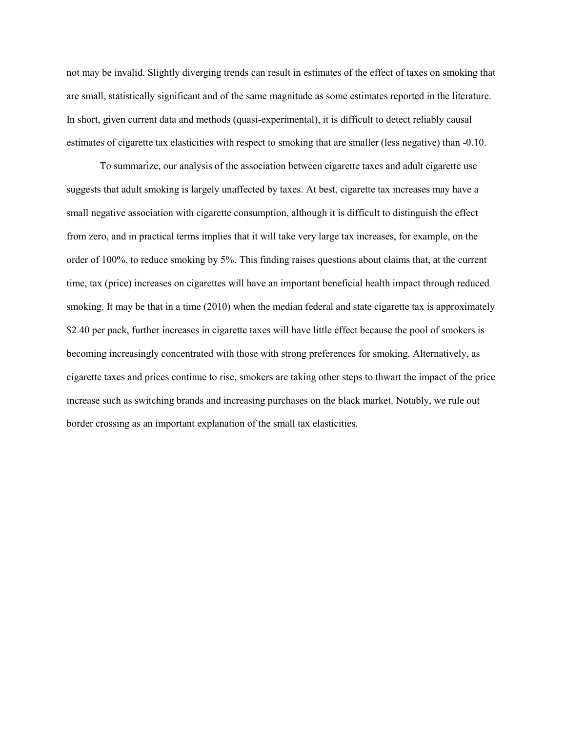not may be invalid. Slightly diverging trends can result in estimates of the effect of taxes on smoking that are small, statistically significant and of the same magnitude as some estimates reported in the literature. In short, given current data and methods (quasi-experimental), it is difficult to detect reliably causal estimates of cigarette tax elasticities with respect to smoking that are smaller (less negative) than -0.10.

To summarize, our analysis of the association between cigarette taxes and adult cigarette use suggests that adult smoking is largely unaffected by taxes. At best, cigarette tax increases may have a small negative association with cigarette consumption, although it is difficult to distinguish the effect from zero, and in practical terms implies that it will take very large tax increases, for example, on the order of 100%, to reduce smoking by 5%. This finding raises questions about claims that, at the current time, tax (price) increases on cigarettes will have an important beneficial health impact through reduced smoking. It may be that in a time (2010) when the median federal and state cigarette tax is approximately \$2.40 per pack, further increases in cigarette taxes will have little effect because the pool of smokers is becoming increasingly concentrated with those with strong preferences for smoking. Alternatively, as cigarette taxes and prices continue to rise, smokers are taking other steps to thwart the impact of the price increase such as switching brands and increasing purchases on the black market. Notably, we rule out border crossing as an important explanation of the small tax elasticities.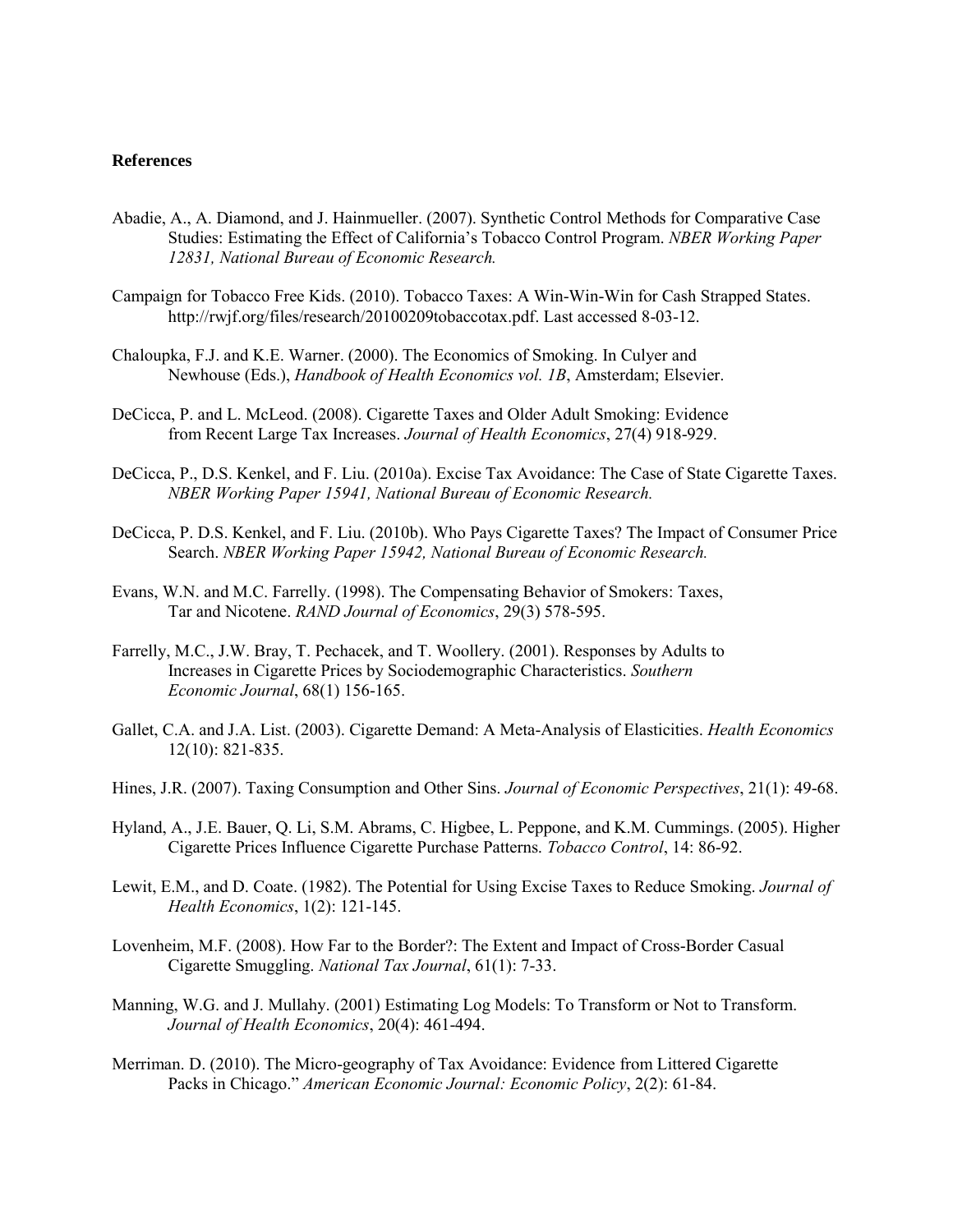**References**

Abadie, A., A. Diamond, and J. Hainmueller. (2007). Synthetic Control Methods for Comparative Case Studies: Estimating the Effect of California's Tobacco Control Program. *NBER Working Paper 12831, National Bureau of Economic Research.*

Campaign for Tobacco Free Kids. (2010). Tobacco Taxes: A Win-Win-Win for Cash Strapped States. http://rwjf.org/files/research/20100209tobaccotax.pdf. Last accessed 8-03-12.

Chaloupka, F.J. and K.E. Warner. (2000). The Economics of Smoking. In Culyer and Newhouse (Eds.), *Handbook of Health Economics vol. 1B*, Amsterdam; Elsevier.

DeCicca, P. and L. McLeod. (2008). Cigarette Taxes and Older Adult Smoking: Evidence from Recent Large Tax Increases. *Journal of Health Economics*, 27(4) 918-929.

DeCicca, P., D.S. Kenkel, and F. Liu. (2010a). Excise Tax Avoidance: The Case of State Cigarette Taxes. *NBER Working Paper 15941, National Bureau of Economic Research.*

DeCicca, P. D.S. Kenkel, and F. Liu. (2010b). Who Pays Cigarette Taxes? The Impact of Consumer Price Search. *NBER Working Paper 15942, National Bureau of Economic Research.*

Evans, W.N. and M.C. Farrelly. (1998). The Compensating Behavior of Smokers: Taxes, Tar and Nicotene. *RAND Journal of Economics*, 29(3) 578-595.

Farrelly, M.C., J.W. Bray, T. Pechacek, and T. Woollery. (2001). Responses by Adults to Increases in Cigarette Prices by Sociodemographic Characteristics. *Southern Economic Journal*, 68(1) 156-165.

Gallet, C.A. and J.A. List. (2003). Cigarette Demand: A Meta-Analysis of Elasticities. *Health Economics* 12(10): 821-835.

Hines, J.R. (2007). Taxing Consumption and Other Sins. *Journal of Economic Perspectives*, 21(1): 49-68.

Hyland, A., J.E. Bauer, Q. Li, S.M. Abrams, C. Higbee, L. Peppone, and K.M. Cummings. (2005). Higher Cigarette Prices Influence Cigarette Purchase Patterns. *Tobacco Control*, 14: 86-92.

Lewit, E.M., and D. Coate. (1982). The Potential for Using Excise Taxes to Reduce Smoking. *Journal of Health Economics*, 1(2): 121-145.

Lovenheim, M.F. (2008). How Far to the Border?: The Extent and Impact of Cross-Border Casual Cigarette Smuggling. *National Tax Journal*, 61(1): 7-33.

Manning, W.G. and J. Mullahy. (2001) Estimating Log Models: To Transform or Not to Transform. *Journal of Health Economics*, 20(4): 461-494.

Merriman. D. (2010). The Micro-geography of Tax Avoidance: Evidence from Littered Cigarette Packs in Chicago." *American Economic Journal: Economic Policy*, 2(2): 61-84.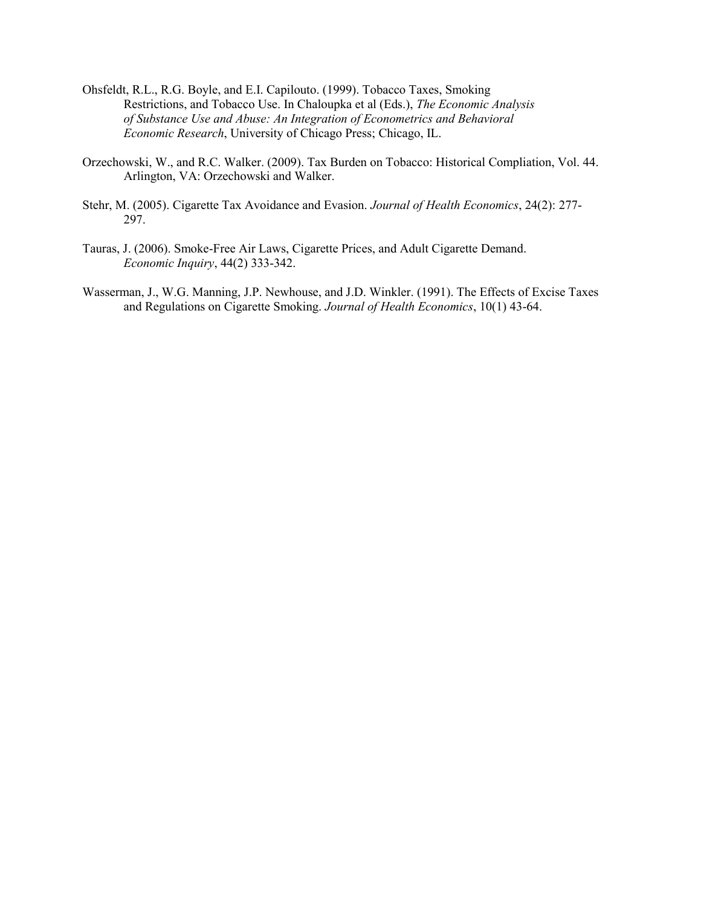Ohsfeldt, R.L., R.G. Boyle, and E.I. Capilouto. (1999). Tobacco Taxes, Smoking Restrictions, and Tobacco Use. In Chaloupka et al (Eds.), *The Economic Analysis of Substance Use and Abuse: An Integration of Econometrics and Behavioral Economic Research*, University of Chicago Press; Chicago, IL.

Orzechowski, W., and R.C. Walker. (2009). Tax Burden on Tobacco: Historical Compliation, Vol. 44. Arlington, VA: Orzechowski and Walker.

Stehr, M. (2005). Cigarette Tax Avoidance and Evasion. *Journal of Health Economics*, 24(2): 277-297.

Tauras, J. (2006). Smoke-Free Air Laws, Cigarette Prices, and Adult Cigarette Demand. *Economic Inquiry*, 44(2) 333-342.

Wasserman, J., W.G. Manning, J.P. Newhouse, and J.D. Winkler. (1991). The Effects of Excise Taxes and Regulations on Cigarette Smoking. *Journal of Health Economics*, 10(1) 43-64.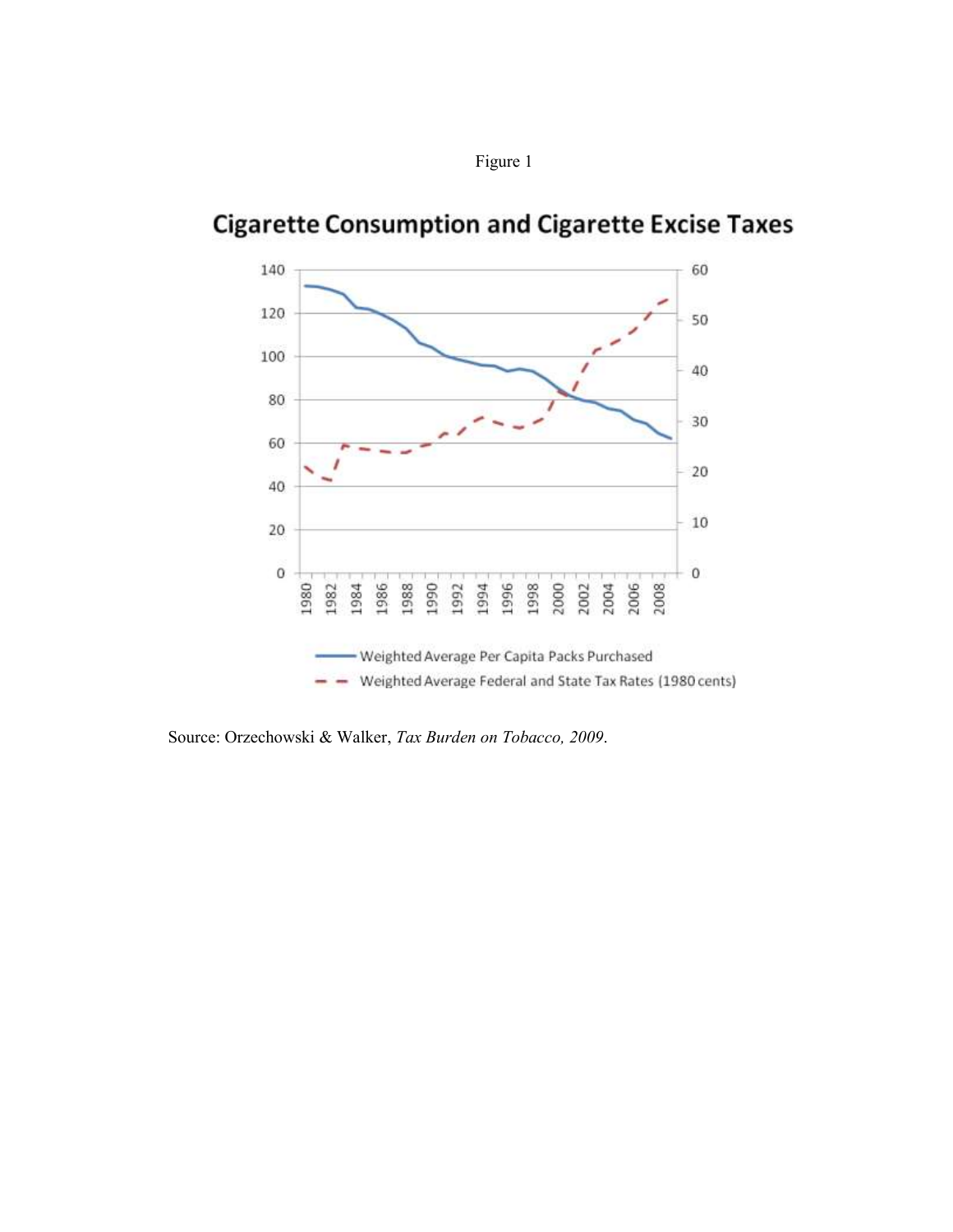Figure 1

Cigarette Consumption and Cigarette Excise Taxes

140
120
100
80
60
40
20
0

60
50
40
30
20
10
0

1980
1982
1984
1986
1988
1990
1992
1994
1996
1998
2000
2002
2004
2006
2008

Weighted Average Per Capita Packs Purchased

Weighted Average Federal and State Tax Rates (1980 cents)

Source: Orzechowski & Walker, *Tax Burden on Tobacco, 2009*.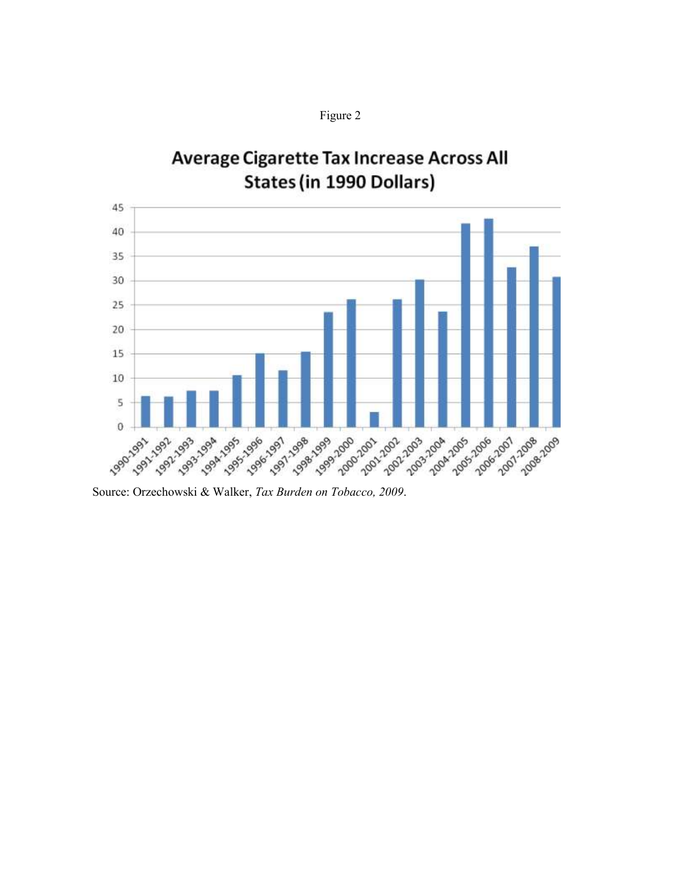Figure 2

Average Cigarette Tax Increase Across All States (in 1990 Dollars)

45
40
35
30
25
20
15
10
5
0

1990-1991
1991-1992
1992-1993
1993-1994
1994-1995
1995-1996
1996-1997
1997-1998
1998-1999
1999-2000
2000-2001
2001-2002
2002-2003
2003-2004
2004-2005
2005-2006
2006-2007
2007-2008
2008-2009

Source: Orzechowski & Walker, *Tax Burden on Tobacco, 2009*.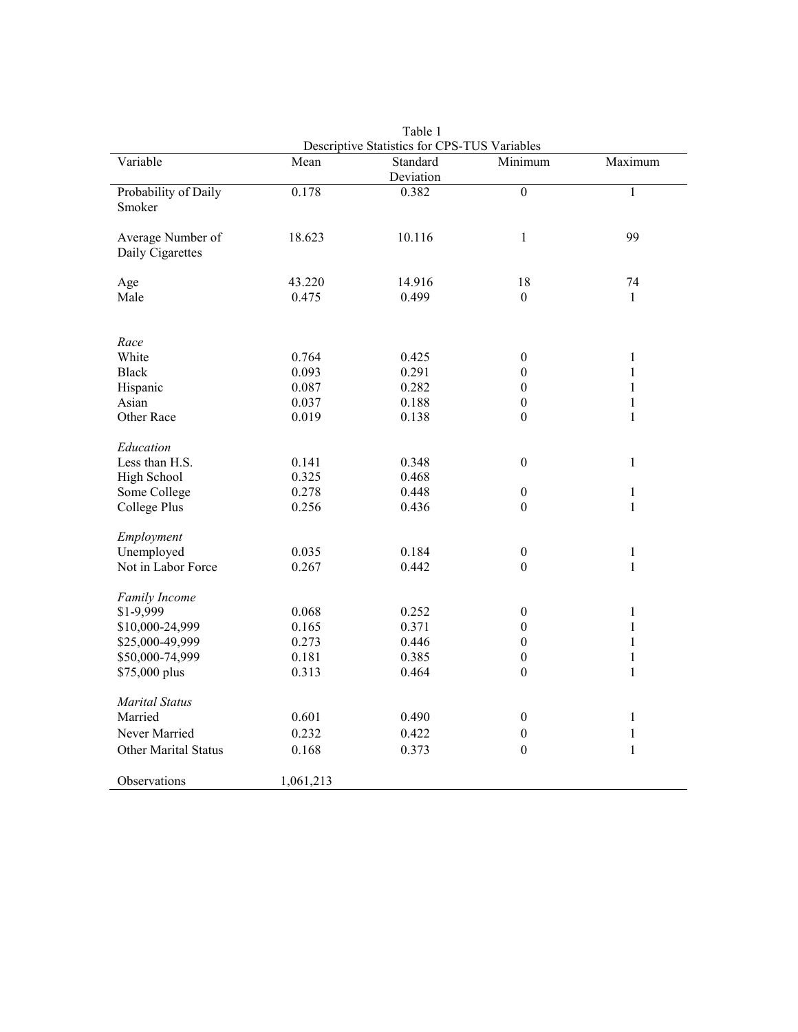Table 1
Descriptive Statistics for CPS-TUS Variables

| Variable | Mean | Standard Deviation | Minimum | Maximum |
|---|---|---|---|---|
| Probability of Daily Smoker | 0.178 | 0.382 | 0 | 1 |
| Average Number of Daily Cigarettes | 18.623 | 10.116 | 1 | 99 |
| Age | 43.220 | 14.916 | 18 | 74 |
| Male | 0.475 | 0.499 | 0 | 1 |
| *Race* | | | | |
| White | 0.764 | 0.425 | 0 | 1 |
| Black | 0.093 | 0.291 | 0 | 1 |
| Hispanic | 0.087 | 0.282 | 0 | 1 |
| Asian | 0.037 | 0.188 | 0 | 1 |
| Other Race | 0.019 | 0.138 | 0 | 1 |
| *Education* | | | | |
| Less than H.S. | 0.141 | 0.348 | 0 | 1 |
| High School | 0.325 | 0.468 | | |
| Some College | 0.278 | 0.448 | 0 | 1 |
| College Plus | 0.256 | 0.436 | 0 | 1 |
| *Employment* | | | | |
| Unemployed | 0.035 | 0.184 | 0 | 1 |
| Not in Labor Force | 0.267 | 0.442 | 0 | 1 |
| *Family Income* | | | | |
| $1-9,999 | 0.068 | 0.252 | 0 | 1 |
| $10,000-24,999 | 0.165 | 0.371 | 0 | 1 |
| $25,000-49,999 | 0.273 | 0.446 | 0 | 1 |
| $50,000-74,999 | 0.181 | 0.385 | 0 | 1 |
| $75,000 plus | 0.313 | 0.464 | 0 | 1 |
| *Marital Status* | | | | |
| Married | 0.601 | 0.490 | 0 | 1 |
| Never Married | 0.232 | 0.422 | 0 | 1 |
| Other Marital Status | 0.168 | 0.373 | 0 | 1 |
| Observations | 1,061,213 | | | |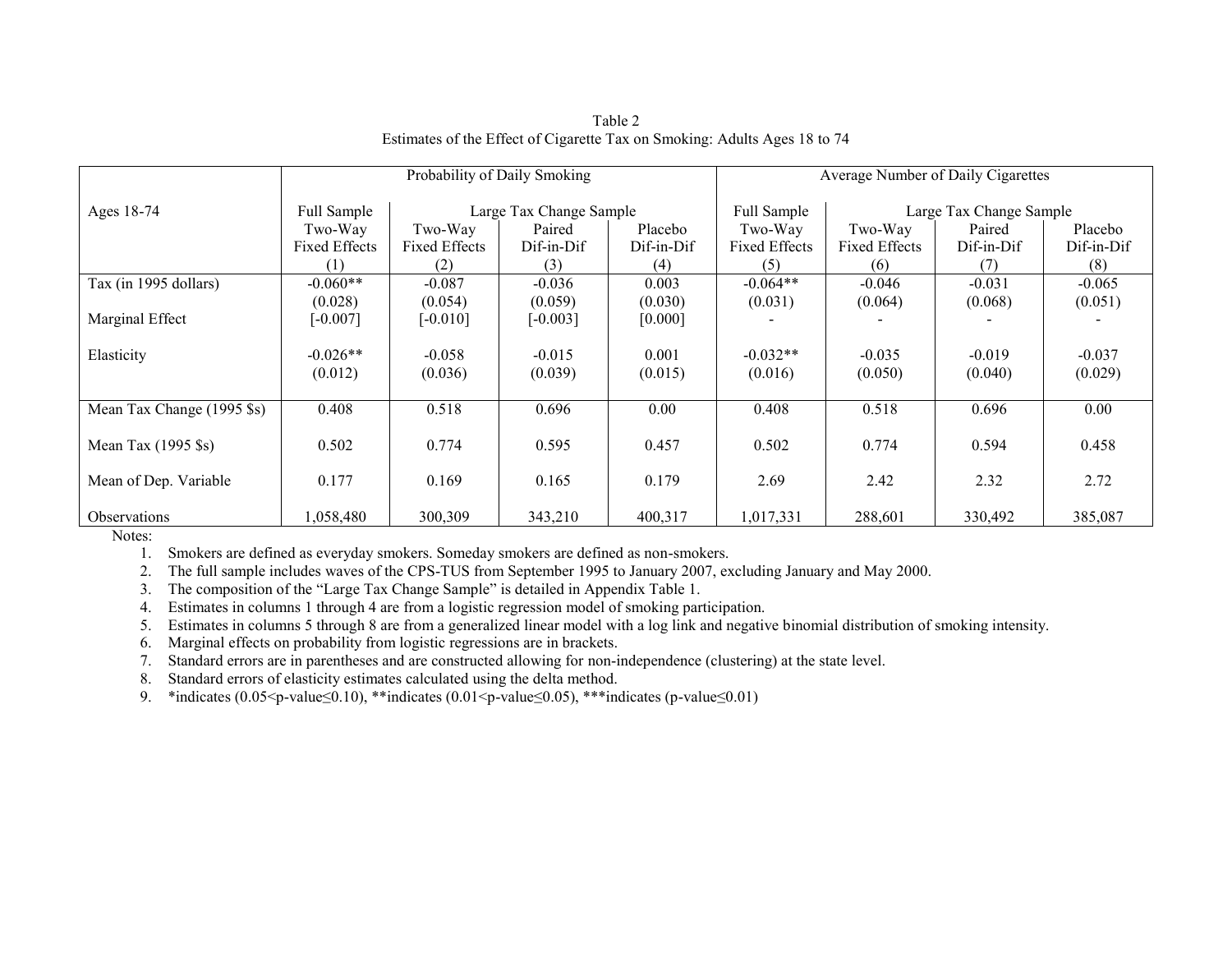Table 2
Estimates of the Effect of Cigarette Tax on Smoking: Adults Ages 18 to 74

| | Probability of Daily Smoking | | | | Average Number of Daily Cigarettes | | | |
|---|---|---|---|---|---|---|---|---|
| Ages 18-74 | Full Sample | Large Tax Change Sample | | | Full Sample | Large Tax Change Sample | | |
| | Two-Way Fixed Effects | Two-Way Fixed Effects | Paired Dif-in-Dif | Placebo Dif-in-Dif | Two-Way Fixed Effects | Two-Way Fixed Effects | Paired Dif-in-Dif | Placebo Dif-in-Dif |
| | (1) | (2) | (3) | (4) | (5) | (6) | (7) | (8) |
| Tax (in 1995 dollars) | -0.060** | -0.087 | -0.036 | 0.003 | -0.064** | -0.046 | -0.031 | -0.065 |
| | (0.028) | (0.054) | (0.059) | (0.030) | (0.031) | (0.064) | (0.068) | (0.051) |
| Marginal Effect | [-0.007] | [-0.010] | [-0.003] | [0.000] | - | - | - | - |
| Elasticity | -0.026** | -0.058 | -0.015 | 0.001 | -0.032** | -0.035 | -0.019 | -0.037 |
| | (0.012) | (0.036) | (0.039) | (0.015) | (0.016) | (0.050) | (0.040) | (0.029) |
| Mean Tax Change (1995 $s) | 0.408 | 0.518 | 0.696 | 0.00 | 0.408 | 0.518 | 0.696 | 0.00 |
| Mean Tax (1995 $s) | 0.502 | 0.774 | 0.595 | 0.457 | 0.502 | 0.774 | 0.594 | 0.458 |
| Mean of Dep. Variable | 0.177 | 0.169 | 0.165 | 0.179 | 2.69 | 2.42 | 2.32 | 2.72 |
| Observations | 1,058,480 | 300,309 | 343,210 | 400,317 | 1,017,331 | 288,601 | 330,492 | 385,087 |

Notes:

1. Smokers are defined as everyday smokers. Someday smokers are defined as non-smokers.
2. The full sample includes waves of the CPS-TUS from September 1995 to January 2007, excluding January and May 2000.
3. The composition of the "Large Tax Change Sample" is detailed in Appendix Table 1.
4. Estimates in columns 1 through 4 are from a logistic regression model of smoking participation.
5. Estimates in columns 5 through 8 are from a generalized linear model with a log link and negative binomial distribution of smoking intensity.
6. Marginal effects on probability from logistic regressions are in brackets.
7. Standard errors are in parentheses and are constructed allowing for non-independence (clustering) at the state level.
8. Standard errors of elasticity estimates calculated using the delta method.
9. *indicates ($0.05<$p-value$\leq0.10$), **indicates ($0.01<$p-value$\leq0.05$), ***indicates (p-value$\leq0.01$)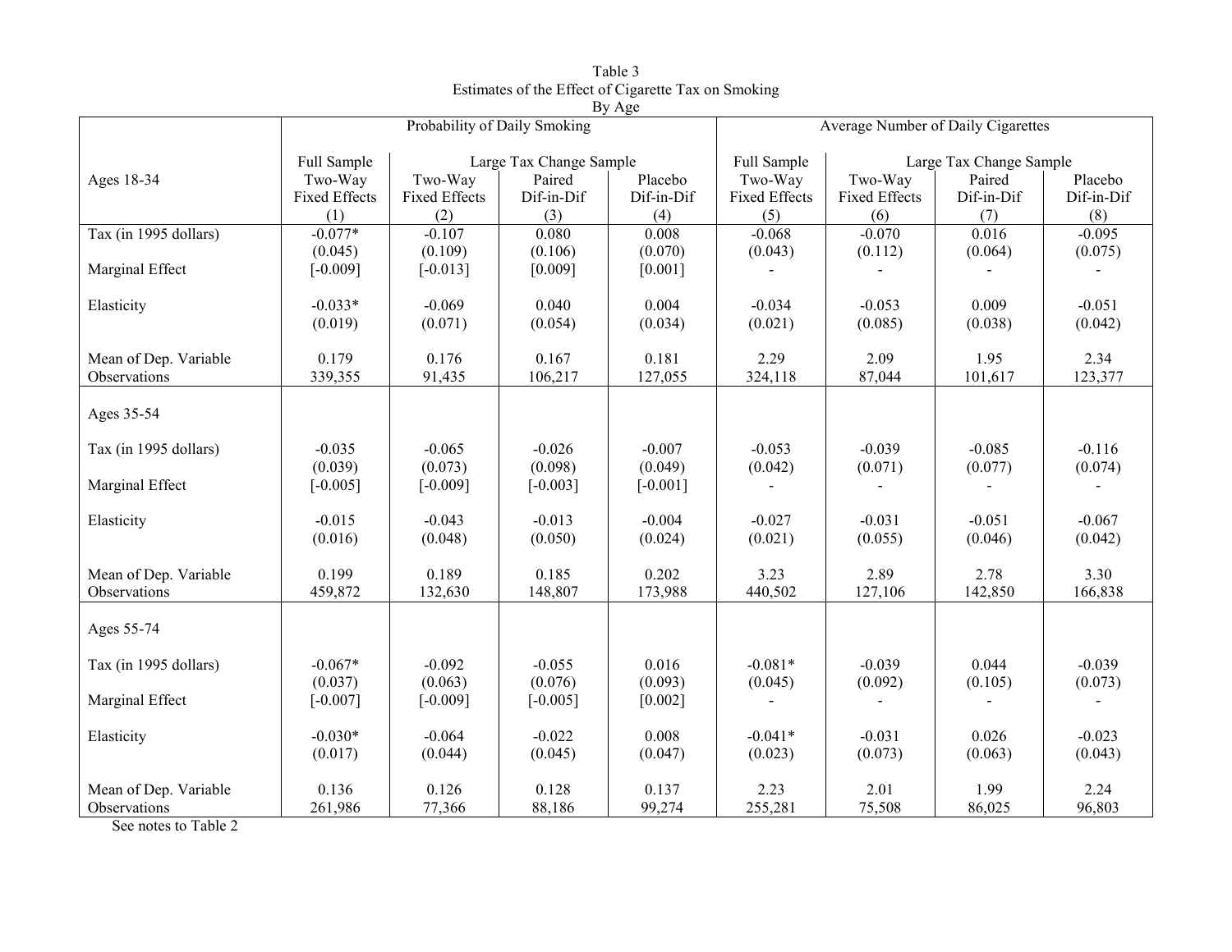Table 3
Estimates of the Effect of Cigarette Tax on Smoking
By Age

| | Probability of Daily Smoking | | | | Average Number of Daily Cigarettes | | | |
|---|---|---|---|---|---|---|---|---|
| | Full Sample | Large Tax Change Sample | | | Full Sample | Large Tax Change Sample | | |
| Ages 18-34 | Two-Way Fixed Effects (1) | Two-Way Fixed Effects (2) | Paired Dif-in-Dif (3) | Placebo Dif-in-Dif (4) | Two-Way Fixed Effects (5) | Two-Way Fixed Effects (6) | Paired Dif-in-Dif (7) | Placebo Dif-in-Dif (8) |
| Tax (in 1995 dollars) | -0.077* | -0.107 | 0.080 | 0.008 | -0.068 | -0.070 | 0.016 | -0.095 |
| | (0.045) | (0.109) | (0.106) | (0.070) | (0.043) | (0.112) | (0.064) | (0.075) |
| Marginal Effect | [-0.009] | [-0.013] | [0.009] | [0.001] | - | - | - | - |
| Elasticity | -0.033* | -0.069 | 0.040 | 0.004 | -0.034 | -0.053 | 0.009 | -0.051 |
| | (0.019) | (0.071) | (0.054) | (0.034) | (0.021) | (0.085) | (0.038) | (0.042) |
| Mean of Dep. Variable | 0.179 | 0.176 | 0.167 | 0.181 | 2.29 | 2.09 | 1.95 | 2.34 |
| Observations | 339,355 | 91,435 | 106,217 | 127,055 | 324,118 | 87,044 | 101,617 | 123,377 |
| Ages 35-54 | | | | | | | | |
| Tax (in 1995 dollars) | -0.035 | -0.065 | -0.026 | -0.007 | -0.053 | -0.039 | -0.085 | -0.116 |
| | (0.039) | (0.073) | (0.098) | (0.049) | (0.042) | (0.071) | (0.077) | (0.074) |
| Marginal Effect | [-0.005] | [-0.009] | [-0.003] | [-0.001] | - | - | - | - |
| Elasticity | -0.015 | -0.043 | -0.013 | -0.004 | -0.027 | -0.031 | -0.051 | -0.067 |
| | (0.016) | (0.048) | (0.050) | (0.024) | (0.021) | (0.055) | (0.046) | (0.042) |
| Mean of Dep. Variable | 0.199 | 0.189 | 0.185 | 0.202 | 3.23 | 2.89 | 2.78 | 3.30 |
| Observations | 459,872 | 132,630 | 148,807 | 173,988 | 440,502 | 127,106 | 142,850 | 166,838 |
| Ages 55-74 | | | | | | | | |
| Tax (in 1995 dollars) | -0.067* | -0.092 | -0.055 | 0.016 | -0.081* | -0.039 | 0.044 | -0.039 |
| | (0.037) | (0.063) | (0.076) | (0.093) | (0.045) | (0.092) | (0.105) | (0.073) |
| Marginal Effect | [-0.007] | [-0.009] | [-0.005] | [0.002] | - | - | - | - |
| Elasticity | -0.030* | -0.064 | -0.022 | 0.008 | -0.041* | -0.031 | 0.026 | -0.023 |
| | (0.017) | (0.044) | (0.045) | (0.047) | (0.023) | (0.073) | (0.063) | (0.043) |
| Mean of Dep. Variable | 0.136 | 0.126 | 0.128 | 0.137 | 2.23 | 2.01 | 1.99 | 2.24 |
| Observations | 261,986 | 77,366 | 88,186 | 99,274 | 255,281 | 75,508 | 86,025 | 96,803 |

See notes to Table 2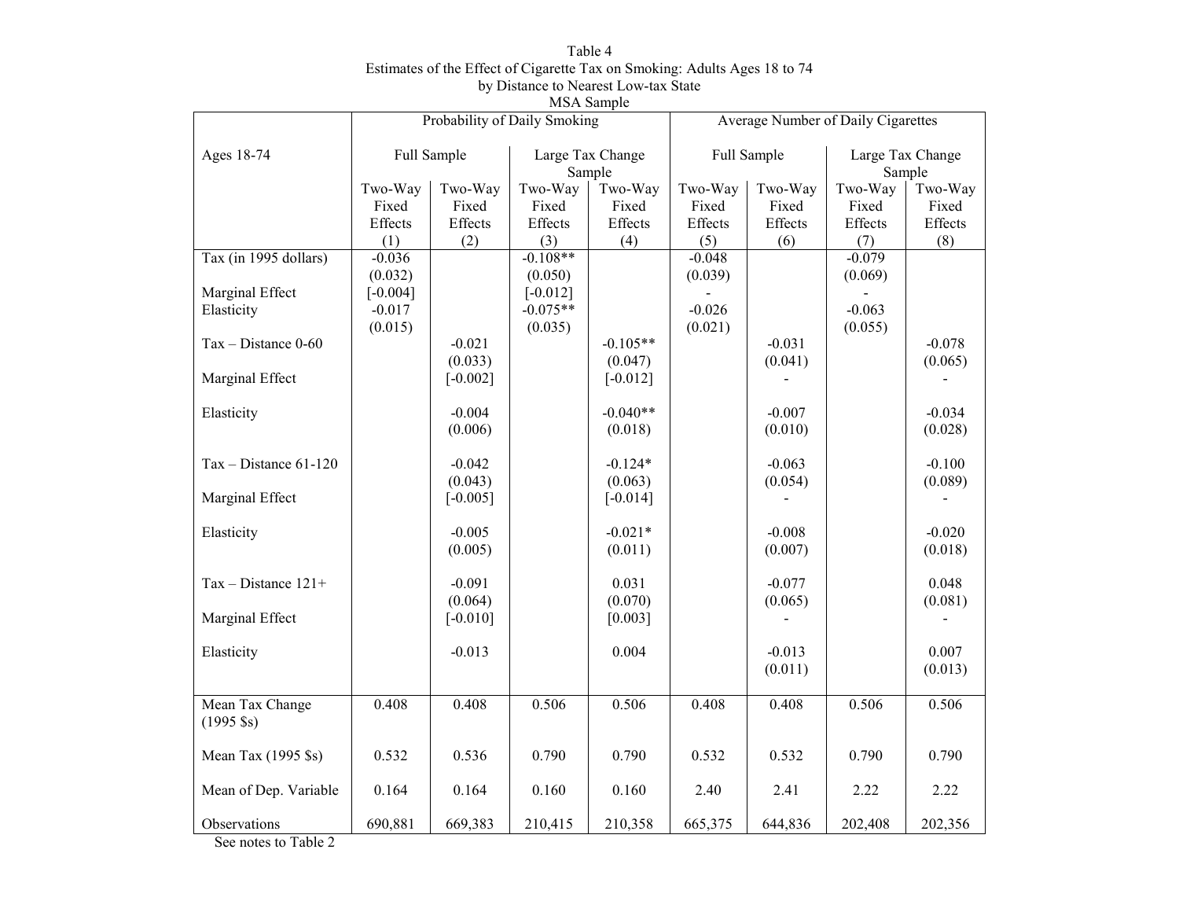Table 4
Estimates of the Effect of Cigarette Tax on Smoking: Adults Ages 18 to 74
by Distance to Nearest Low-tax State
MSA Sample

| | Probability of Daily Smoking | | | | Average Number of Daily Cigarettes | | | |
|---|---|---|---|---|---|---|---|---|
| Ages 18-74 | Full Sample | | Large Tax Change Sample | | Full Sample | | Large Tax Change Sample | |
| | Two-Way Fixed Effects (1) | Two-Way Fixed Effects (2) | Two-Way Fixed Effects (3) | Two-Way Fixed Effects (4) | Two-Way Fixed Effects (5) | Two-Way Fixed Effects (6) | Two-Way Fixed Effects (7) | Two-Way Fixed Effects (8) |
| Tax (in 1995 dollars) | -0.036 | | -0.108** | | -0.048 | | -0.079 | |
| | (0.032) | | (0.050) | | (0.039) | | (0.069) | |
| Marginal Effect | [-0.004] | | [-0.012] | | - | | - | |
| Elasticity | -0.017 | | -0.075** | | -0.026 | | -0.063 | |
| | (0.015) | | (0.035) | | (0.021) | | (0.055) | |
| Tax – Distance 0-60 | | -0.021 | | -0.105** | | -0.031 | | -0.078 |
| | | (0.033) | | (0.047) | | (0.041) | | (0.065) |
| Marginal Effect | | [-0.002] | | [-0.012] | | - | | - |
| Elasticity | | -0.004 | | -0.040** | | -0.007 | | -0.034 |
| | | (0.006) | | (0.018) | | (0.010) | | (0.028) |
| Tax – Distance 61-120 | | -0.042 | | -0.124* | | -0.063 | | -0.100 |
| | | (0.043) | | (0.063) | | (0.054) | | (0.089) |
| Marginal Effect | | [-0.005] | | [-0.014] | | - | | - |
| Elasticity | | -0.005 | | -0.021* | | -0.008 | | -0.020 |
| | | (0.005) | | (0.011) | | (0.007) | | (0.018) |
| Tax – Distance 121+ | | -0.091 | | 0.031 | | -0.077 | | 0.048 |
| | | (0.064) | | (0.070) | | (0.065) | | (0.081) |
| Marginal Effect | | [-0.010] | | [0.003] | | - | | - |
| Elasticity | | -0.013 | | 0.004 | | -0.013 | | 0.007 |
| | | | | | | (0.011) | | (0.013) |
| Mean Tax Change (1995 $s) | 0.408 | 0.408 | 0.506 | 0.506 | 0.408 | 0.408 | 0.506 | 0.506 |
| Mean Tax (1995 $s) | 0.532 | 0.536 | 0.790 | 0.790 | 0.532 | 0.532 | 0.790 | 0.790 |
| Mean of Dep. Variable | 0.164 | 0.164 | 0.160 | 0.160 | 2.40 | 2.41 | 2.22 | 2.22 |
| Observations | 690,881 | 669,383 | 210,415 | 210,358 | 665,375 | 644,836 | 202,408 | 202,356 |

See notes to Table 2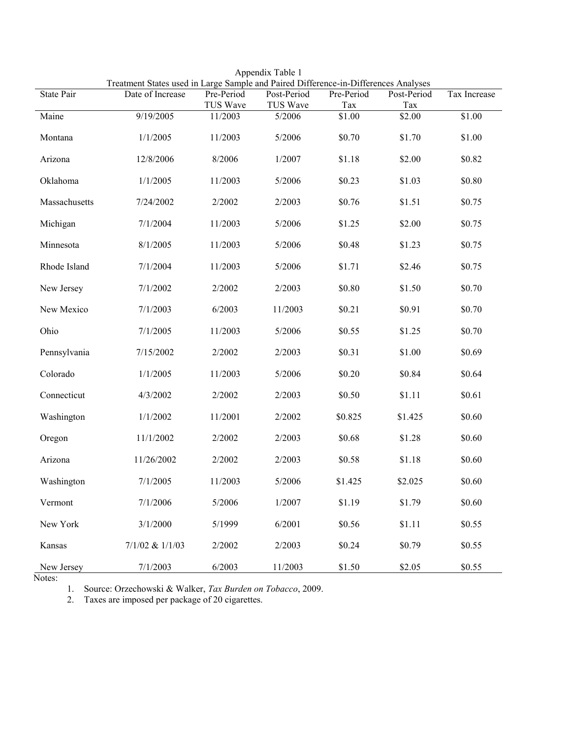Appendix Table 1

Treatment States used in Large Sample and Paired Difference-in-Differences Analyses

| State Pair | Date of Increase | Pre-Period TUS Wave | Post-Period TUS Wave | Pre-Period Tax | Post-Period Tax | Tax Increase |
|---|---|---|---|---|---|---|
| Maine | 9/19/2005 | 11/2003 | 5/2006 | $1.00 | $2.00 | $1.00 |
| Montana | 1/1/2005 | 11/2003 | 5/2006 | $0.70 | $1.70 | $1.00 |
| Arizona | 12/8/2006 | 8/2006 | 1/2007 | $1.18 | $2.00 | $0.82 |
| Oklahoma | 1/1/2005 | 11/2003 | 5/2006 | $0.23 | $1.03 | $0.80 |
| Massachusetts | 7/24/2002 | 2/2002 | 2/2003 | $0.76 | $1.51 | $0.75 |
| Michigan | 7/1/2004 | 11/2003 | 5/2006 | $1.25 | $2.00 | $0.75 |
| Minnesota | 8/1/2005 | 11/2003 | 5/2006 | $0.48 | $1.23 | $0.75 |
| Rhode Island | 7/1/2004 | 11/2003 | 5/2006 | $1.71 | $2.46 | $0.75 |
| New Jersey | 7/1/2002 | 2/2002 | 2/2003 | $0.80 | $1.50 | $0.70 |
| New Mexico | 7/1/2003 | 6/2003 | 11/2003 | $0.21 | $0.91 | $0.70 |
| Ohio | 7/1/2005 | 11/2003 | 5/2006 | $0.55 | $1.25 | $0.70 |
| Pennsylvania | 7/15/2002 | 2/2002 | 2/2003 | $0.31 | $1.00 | $0.69 |
| Colorado | 1/1/2005 | 11/2003 | 5/2006 | $0.20 | $0.84 | $0.64 |
| Connecticut | 4/3/2002 | 2/2002 | 2/2003 | $0.50 | $1.11 | $0.61 |
| Washington | 1/1/2002 | 11/2001 | 2/2002 | $0.825 | $1.425 | $0.60 |
| Oregon | 11/1/2002 | 2/2002 | 2/2003 | $0.68 | $1.28 | $0.60 |
| Arizona | 11/26/2002 | 2/2002 | 2/2003 | $0.58 | $1.18 | $0.60 |
| Washington | 7/1/2005 | 11/2003 | 5/2006 | $1.425 | $2.025 | $0.60 |
| Vermont | 7/1/2006 | 5/2006 | 1/2007 | $1.19 | $1.79 | $0.60 |
| New York | 3/1/2000 | 5/1999 | 6/2001 | $0.56 | $1.11 | $0.55 |
| Kansas | 7/1/02 & 1/1/03 | 2/2002 | 2/2003 | $0.24 | $0.79 | $0.55 |
| New Jersey | 7/1/2003 | 6/2003 | 11/2003 | $1.50 | $2.05 | $0.55 |

Notes:

1. Source: Orzechowski & Walker, *Tax Burden on Tobacco*, 2009.
2. Taxes are imposed per package of 20 cigarettes.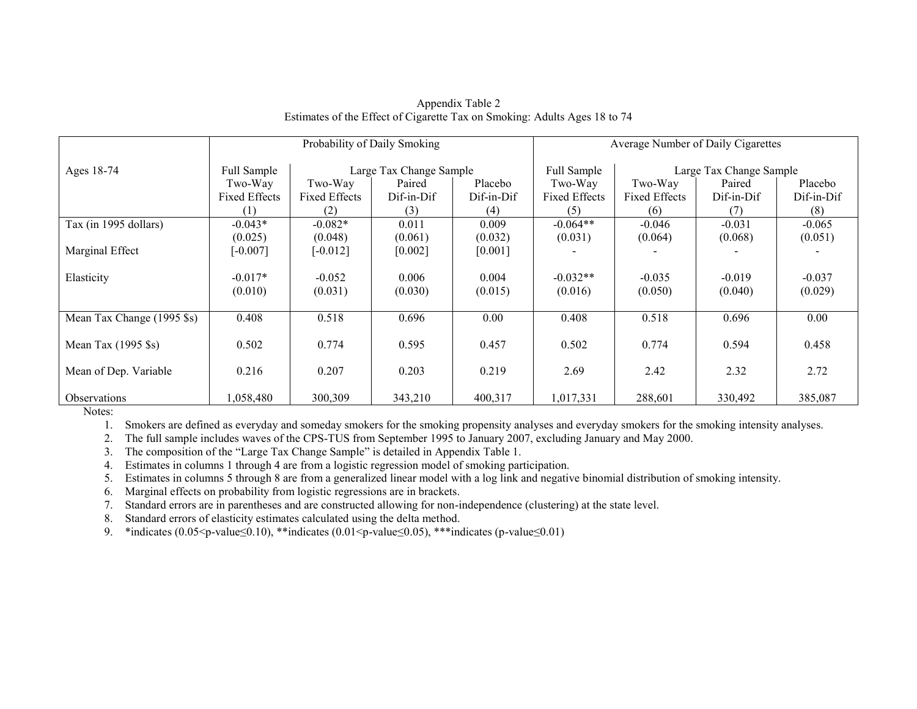Appendix Table 2
Estimates of the Effect of Cigarette Tax on Smoking: Adults Ages 18 to 74

| Ages 18-74 | Probability of Daily Smoking | | | | Average Number of Daily Cigarettes | | | |
|---|---|---|---|---|---|---|---|---|
| | Full Sample | Large Tax Change Sample | | | Full Sample | Large Tax Change Sample | | |
| | Two-Way Fixed Effects (1) | Two-Way Fixed Effects (2) | Paired Dif-in-Dif (3) | Placebo Dif-in-Dif (4) | Two-Way Fixed Effects (5) | Two-Way Fixed Effects (6) | Paired Dif-in-Dif (7) | Placebo Dif-in-Dif (8) |
| Tax (in 1995 dollars) | -0.043* | -0.082* | 0.011 | 0.009 | -0.064** | -0.046 | -0.031 | -0.065 |
| | (0.025) | (0.048) | (0.061) | (0.032) | (0.031) | (0.064) | (0.068) | (0.051) |
| Marginal Effect | [-0.007] | [-0.012] | [0.002] | [0.001] | - | - | - | - |
| Elasticity | -0.017* | -0.052 | 0.006 | 0.004 | -0.032** | -0.035 | -0.019 | -0.037 |
| | (0.010) | (0.031) | (0.030) | (0.015) | (0.016) | (0.050) | (0.040) | (0.029) |
| Mean Tax Change (1995 $s) | 0.408 | 0.518 | 0.696 | 0.00 | 0.408 | 0.518 | 0.696 | 0.00 |
| Mean Tax (1995 $s) | 0.502 | 0.774 | 0.595 | 0.457 | 0.502 | 0.774 | 0.594 | 0.458 |
| Mean of Dep. Variable | 0.216 | 0.207 | 0.203 | 0.219 | 2.69 | 2.42 | 2.32 | 2.72 |
| Observations | 1,058,480 | 300,309 | 343,210 | 400,317 | 1,017,331 | 288,601 | 330,492 | 385,087 |

Notes:

1. Smokers are defined as everyday and someday smokers for the smoking propensity analyses and everyday smokers for the smoking intensity analyses.
2. The full sample includes waves of the CPS-TUS from September 1995 to January 2007, excluding January and May 2000.
3. The composition of the "Large Tax Change Sample" is detailed in Appendix Table 1.
4. Estimates in columns 1 through 4 are from a logistic regression model of smoking participation.
5. Estimates in columns 5 through 8 are from a generalized linear model with a log link and negative binomial distribution of smoking intensity.
6. Marginal effects on probability from logistic regressions are in brackets.
7. Standard errors are in parentheses and are constructed allowing for non-independence (clustering) at the state level.
8. Standard errors of elasticity estimates calculated using the delta method.
9. *indicates ($0.05<$p-value$\leq0.10$), **indicates ($0.01<$p-value$\leq0.05$), ***indicates (p-value$\leq0.01$)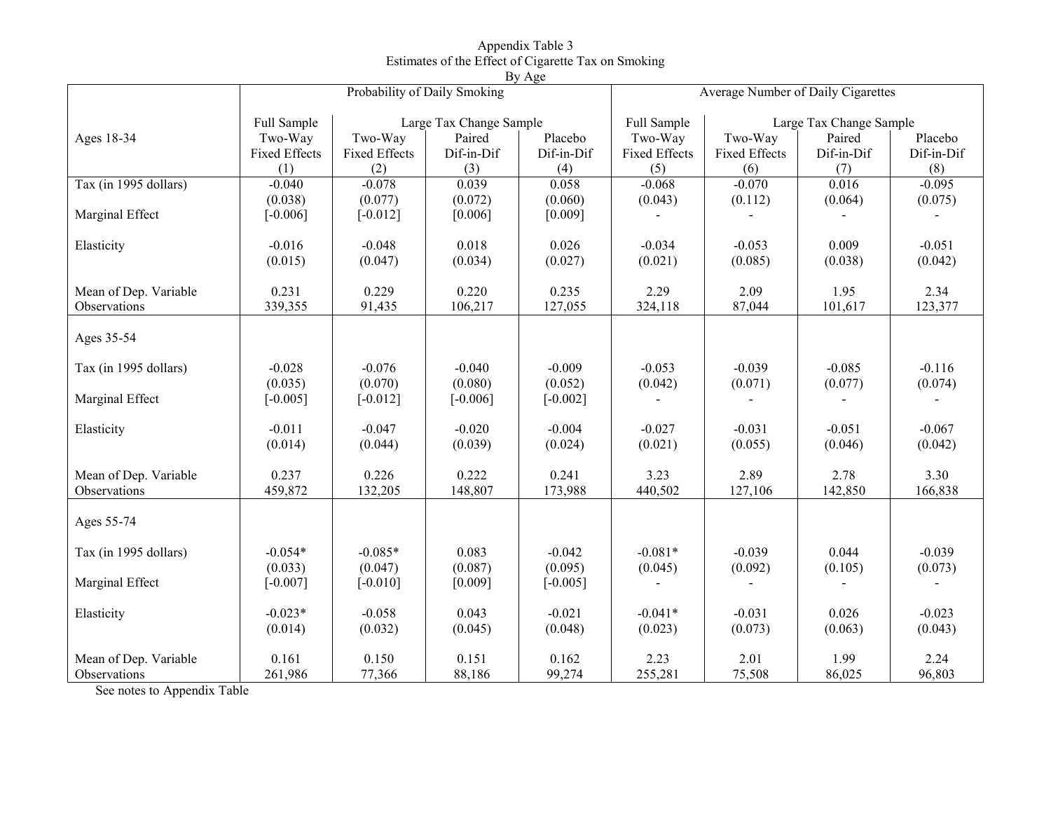Appendix Table 3
Estimates of the Effect of Cigarette Tax on Smoking
By Age

| | Probability of Daily Smoking | | | | Average Number of Daily Cigarettes | | | |
|---|---|---|---|---|---|---|---|---|
| | Full Sample | Large Tax Change Sample | | | Full Sample | Large Tax Change Sample | | |
| Ages 18-34 | Two-Way Fixed Effects (1) | Two-Way Fixed Effects (2) | Paired Dif-in-Dif (3) | Placebo Dif-in-Dif (4) | Two-Way Fixed Effects (5) | Two-Way Fixed Effects (6) | Paired Dif-in-Dif (7) | Placebo Dif-in-Dif (8) |
| Tax (in 1995 dollars) | -0.040 | -0.078 | 0.039 | 0.058 | -0.068 | -0.070 | 0.016 | -0.095 |
| | (0.038) | (0.077) | (0.072) | (0.060) | (0.043) | (0.112) | (0.064) | (0.075) |
| Marginal Effect | [-0.006] | [-0.012] | [0.006] | [0.009] | - | - | - | - |
| Elasticity | -0.016 | -0.048 | 0.018 | 0.026 | -0.034 | -0.053 | 0.009 | -0.051 |
| | (0.015) | (0.047) | (0.034) | (0.027) | (0.021) | (0.085) | (0.038) | (0.042) |
| Mean of Dep. Variable | 0.231 | 0.229 | 0.220 | 0.235 | 2.29 | 2.09 | 1.95 | 2.34 |
| Observations | 339,355 | 91,435 | 106,217 | 127,055 | 324,118 | 87,044 | 101,617 | 123,377 |
| Ages 35-54 | | | | | | | | |
| Tax (in 1995 dollars) | -0.028 | -0.076 | -0.040 | -0.009 | -0.053 | -0.039 | -0.085 | -0.116 |
| | (0.035) | (0.070) | (0.080) | (0.052) | (0.042) | (0.071) | (0.077) | (0.074) |
| Marginal Effect | [-0.005] | [-0.012] | [-0.006] | [-0.002] | - | - | - | - |
| Elasticity | -0.011 | -0.047 | -0.020 | -0.004 | -0.027 | -0.031 | -0.051 | -0.067 |
| | (0.014) | (0.044) | (0.039) | (0.024) | (0.021) | (0.055) | (0.046) | (0.042) |
| Mean of Dep. Variable | 0.237 | 0.226 | 0.222 | 0.241 | 3.23 | 2.89 | 2.78 | 3.30 |
| Observations | 459,872 | 132,205 | 148,807 | 173,988 | 440,502 | 127,106 | 142,850 | 166,838 |
| Ages 55-74 | | | | | | | | |
| Tax (in 1995 dollars) | -0.054* | -0.085* | 0.083 | -0.042 | -0.081* | -0.039 | 0.044 | -0.039 |
| | (0.033) | (0.047) | (0.087) | (0.095) | (0.045) | (0.092) | (0.105) | (0.073) |
| Marginal Effect | [-0.007] | [-0.010] | [0.009] | [-0.005] | - | - | - | - |
| Elasticity | -0.023* | -0.058 | 0.043 | -0.021 | -0.041* | -0.031 | 0.026 | -0.023 |
| | (0.014) | (0.032) | (0.045) | (0.048) | (0.023) | (0.073) | (0.063) | (0.043) |
| Mean of Dep. Variable | 0.161 | 0.150 | 0.151 | 0.162 | 2.23 | 2.01 | 1.99 | 2.24 |
| Observations | 261,986 | 77,366 | 88,186 | 99,274 | 255,281 | 75,508 | 86,025 | 96,803 |

See notes to Appendix Table